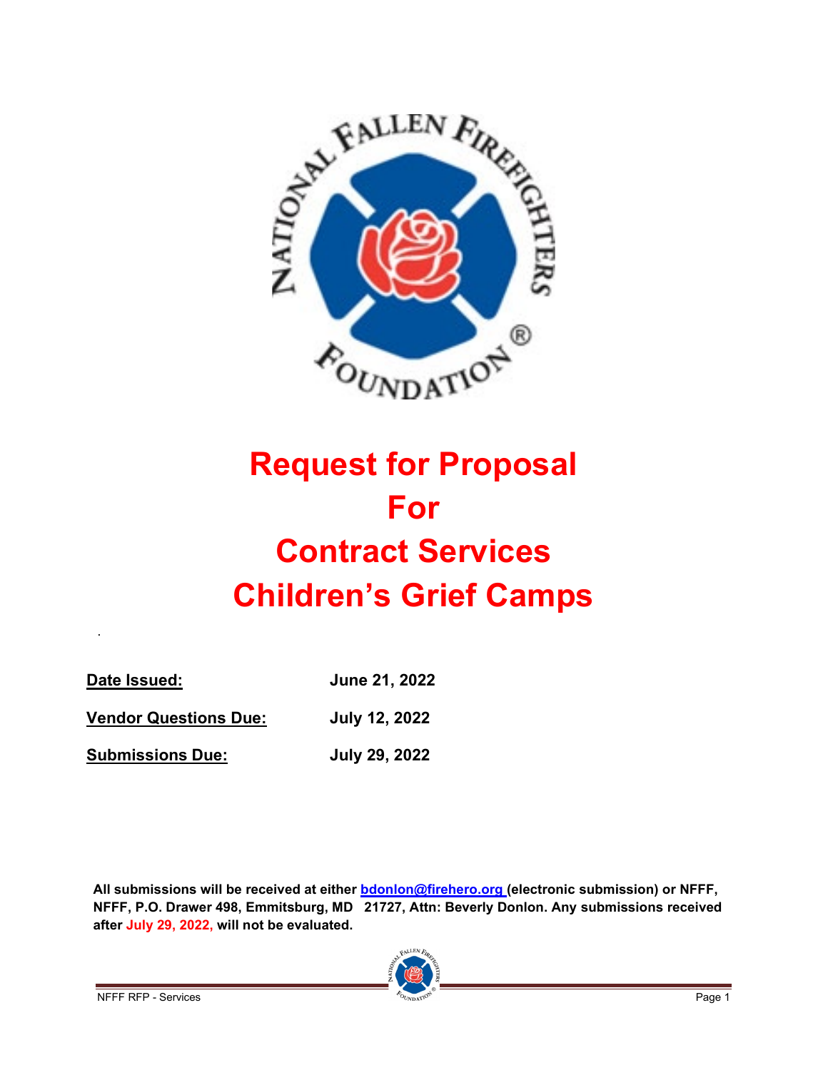# Request for Proposal For Contract Services Children's Grief Camps

.

| | |
|---|---|
| **Date Issued:** | **June 21, 2022** |
| **Vendor Questions Due:** | **July 12, 2022** |
| **Submissions Due:** | **July 29, 2022** |

**All submissions will be received at either bdonlon@firehero.org (electronic submission) or NFFF, NFFF, P.O. Drawer 498, Emmitsburg, MD 21727, Attn: Beverly Donlon. Any submissions received after July 29, 2022, will not be evaluated.**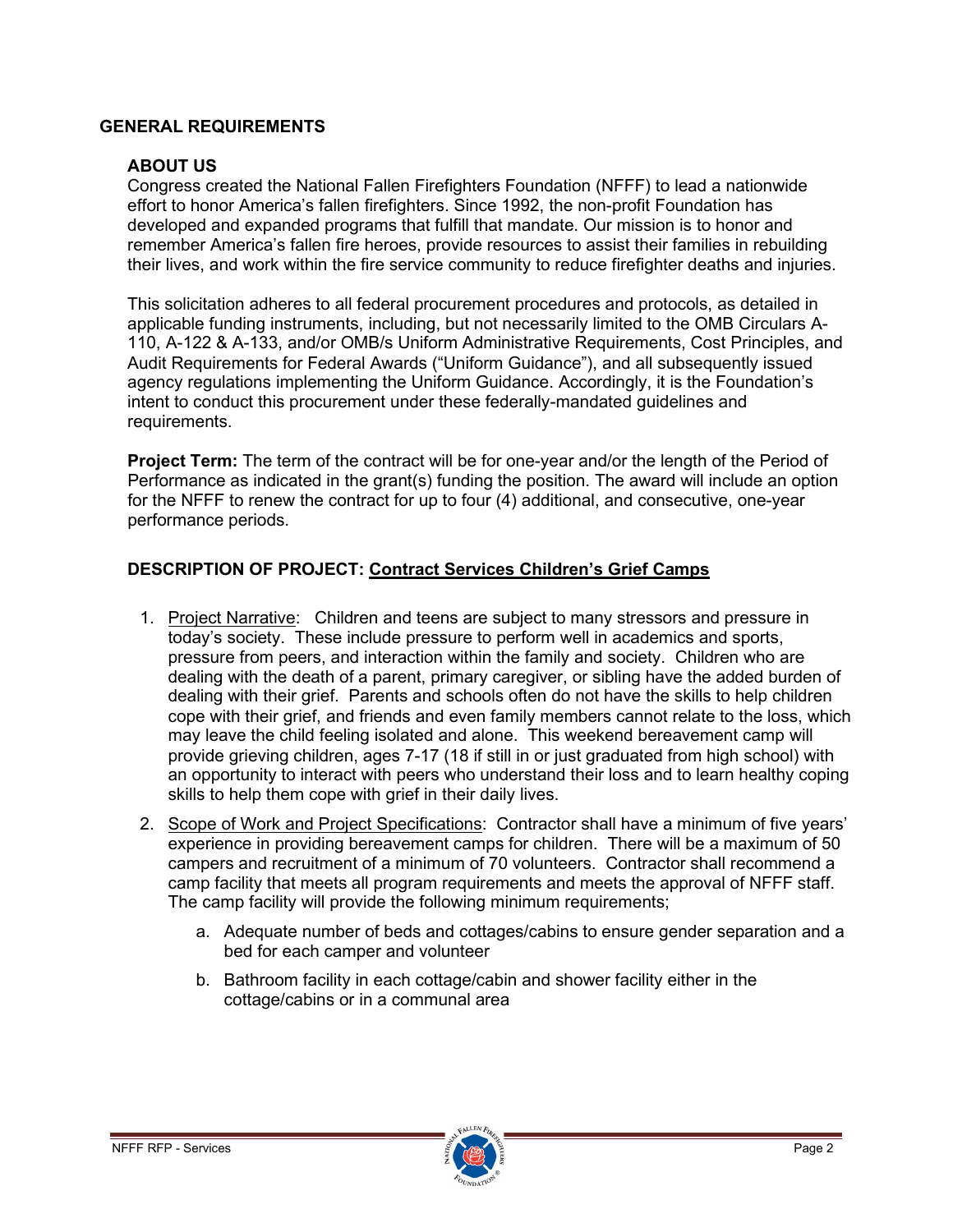## GENERAL REQUIREMENTS

### ABOUT US

Congress created the National Fallen Firefighters Foundation (NFFF) to lead a nationwide effort to honor America's fallen firefighters. Since 1992, the non-profit Foundation has developed and expanded programs that fulfill that mandate. Our mission is to honor and remember America's fallen fire heroes, provide resources to assist their families in rebuilding their lives, and work within the fire service community to reduce firefighter deaths and injuries.

This solicitation adheres to all federal procurement procedures and protocols, as detailed in applicable funding instruments, including, but not necessarily limited to the OMB Circulars A-110, A-122 & A-133, and/or OMB/s Uniform Administrative Requirements, Cost Principles, and Audit Requirements for Federal Awards ("Uniform Guidance"), and all subsequently issued agency regulations implementing the Uniform Guidance. Accordingly, it is the Foundation's intent to conduct this procurement under these federally-mandated guidelines and requirements.

**Project Term:** The term of the contract will be for one-year and/or the length of the Period of Performance as indicated in the grant(s) funding the position. The award will include an option for the NFFF to renew the contract for up to four (4) additional, and consecutive, one-year performance periods.

### DESCRIPTION OF PROJECT: Contract Services Children's Grief Camps

1. Project Narrative: Children and teens are subject to many stressors and pressure in today's society. These include pressure to perform well in academics and sports, pressure from peers, and interaction within the family and society. Children who are dealing with the death of a parent, primary caregiver, or sibling have the added burden of dealing with their grief. Parents and schools often do not have the skills to help children cope with their grief, and friends and even family members cannot relate to the loss, which may leave the child feeling isolated and alone. This weekend bereavement camp will provide grieving children, ages 7-17 (18 if still in or just graduated from high school) with an opportunity to interact with peers who understand their loss and to learn healthy coping skills to help them cope with grief in their daily lives.
2. Scope of Work and Project Specifications: Contractor shall have a minimum of five years' experience in providing bereavement camps for children. There will be a maximum of 50 campers and recruitment of a minimum of 70 volunteers. Contractor shall recommend a camp facility that meets all program requirements and meets the approval of NFFF staff. The camp facility will provide the following minimum requirements;
    a. Adequate number of beds and cottages/cabins to ensure gender separation and a bed for each camper and volunteer
    b. Bathroom facility in each cottage/cabin and shower facility either in the cottage/cabins or in a communal area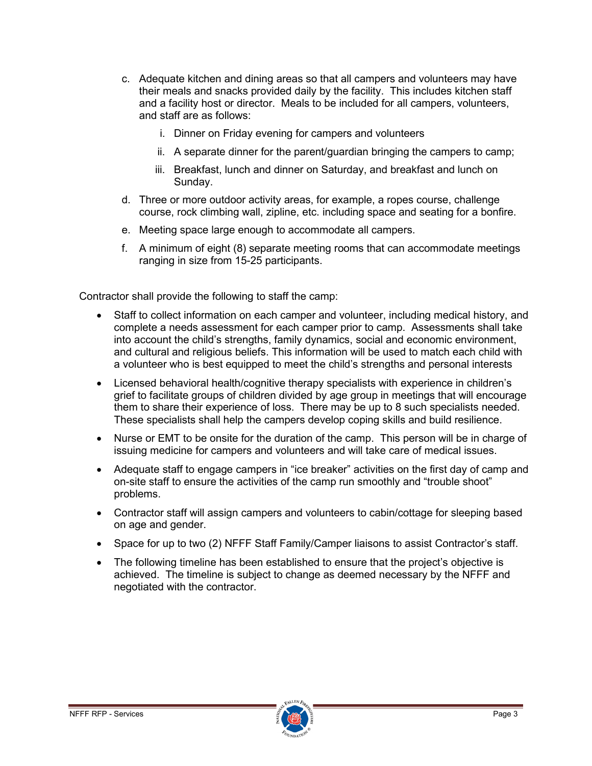c. Adequate kitchen and dining areas so that all campers and volunteers may have their meals and snacks provided daily by the facility. This includes kitchen staff and a facility host or director. Meals to be included for all campers, volunteers, and staff are as follows:

    i. Dinner on Friday evening for campers and volunteers

    ii. A separate dinner for the parent/guardian bringing the campers to camp;

    iii. Breakfast, lunch and dinner on Saturday, and breakfast and lunch on Sunday.

d. Three or more outdoor activity areas, for example, a ropes course, challenge course, rock climbing wall, zipline, etc. including space and seating for a bonfire.

e. Meeting space large enough to accommodate all campers.

f. A minimum of eight (8) separate meeting rooms that can accommodate meetings ranging in size from 15-25 participants.

Contractor shall provide the following to staff the camp:

- Staff to collect information on each camper and volunteer, including medical history, and complete a needs assessment for each camper prior to camp. Assessments shall take into account the child's strengths, family dynamics, social and economic environment, and cultural and religious beliefs. This information will be used to match each child with a volunteer who is best equipped to meet the child's strengths and personal interests
- Licensed behavioral health/cognitive therapy specialists with experience in children's grief to facilitate groups of children divided by age group in meetings that will encourage them to share their experience of loss. There may be up to 8 such specialists needed. These specialists shall help the campers develop coping skills and build resilience.
- Nurse or EMT to be onsite for the duration of the camp. This person will be in charge of issuing medicine for campers and volunteers and will take care of medical issues.
- Adequate staff to engage campers in "ice breaker" activities on the first day of camp and on-site staff to ensure the activities of the camp run smoothly and "trouble shoot" problems.
- Contractor staff will assign campers and volunteers to cabin/cottage for sleeping based on age and gender.
- Space for up to two (2) NFFF Staff Family/Camper liaisons to assist Contractor's staff.
- The following timeline has been established to ensure that the project's objective is achieved. The timeline is subject to change as deemed necessary by the NFFF and negotiated with the contractor.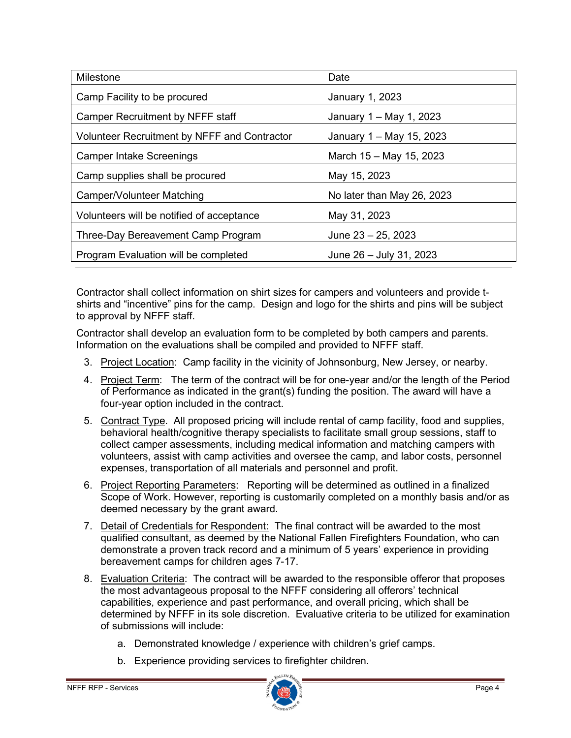| Milestone | Date |
| --- | --- |
| Camp Facility to be procured | January 1, 2023 |
| Camper Recruitment by NFFF staff | January 1 – May 1, 2023 |
| Volunteer Recruitment by NFFF and Contractor | January 1 – May 15, 2023 |
| Camper Intake Screenings | March 15 – May 15, 2023 |
| Camp supplies shall be procured | May 15, 2023 |
| Camper/Volunteer Matching | No later than May 26, 2023 |
| Volunteers will be notified of acceptance | May 31, 2023 |
| Three-Day Bereavement Camp Program | June 23 – 25, 2023 |
| Program Evaluation will be completed | June 26 – July 31, 2023 |

Contractor shall collect information on shirt sizes for campers and volunteers and provide t-shirts and "incentive" pins for the camp. Design and logo for the shirts and pins will be subject to approval by NFFF staff.

Contractor shall develop an evaluation form to be completed by both campers and parents. Information on the evaluations shall be compiled and provided to NFFF staff.

3. Project Location: Camp facility in the vicinity of Johnsonburg, New Jersey, or nearby.
4. Project Term: The term of the contract will be for one-year and/or the length of the Period of Performance as indicated in the grant(s) funding the position. The award will have a four-year option included in the contract.
5. Contract Type. All proposed pricing will include rental of camp facility, food and supplies, behavioral health/cognitive therapy specialists to facilitate small group sessions, staff to collect camper assessments, including medical information and matching campers with volunteers, assist with camp activities and oversee the camp, and labor costs, personnel expenses, transportation of all materials and personnel and profit.
6. Project Reporting Parameters: Reporting will be determined as outlined in a finalized Scope of Work. However, reporting is customarily completed on a monthly basis and/or as deemed necessary by the grant award.
7. Detail of Credentials for Respondent: The final contract will be awarded to the most qualified consultant, as deemed by the National Fallen Firefighters Foundation, who can demonstrate a proven track record and a minimum of 5 years' experience in providing bereavement camps for children ages 7-17.
8. Evaluation Criteria: The contract will be awarded to the responsible offeror that proposes the most advantageous proposal to the NFFF considering all offerors' technical capabilities, experience and past performance, and overall pricing, which shall be determined by NFFF in its sole discretion. Evaluative criteria to be utilized for examination of submissions will include:
   a. Demonstrated knowledge / experience with children's grief camps.
   b. Experience providing services to firefighter children.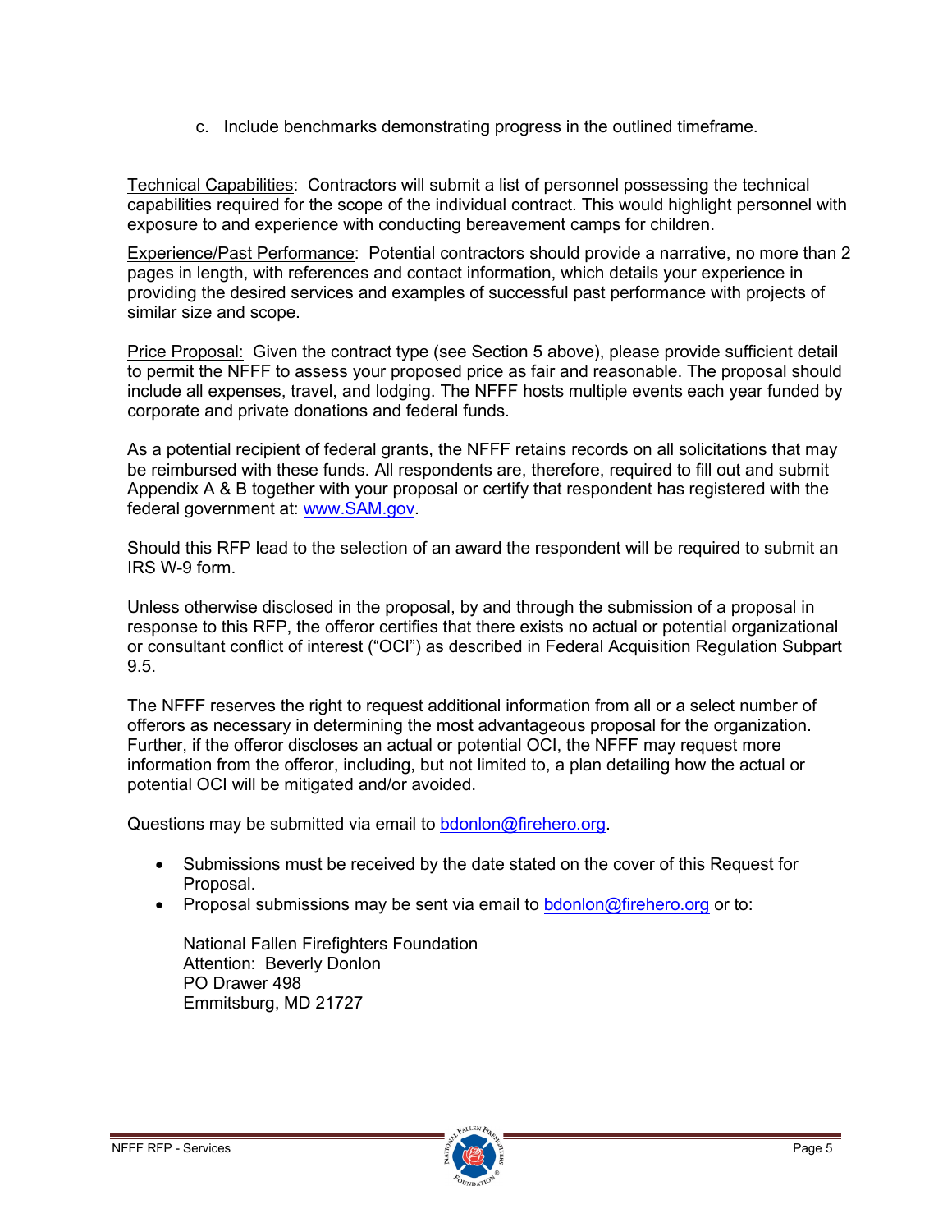c. Include benchmarks demonstrating progress in the outlined timeframe.

Technical Capabilities: Contractors will submit a list of personnel possessing the technical capabilities required for the scope of the individual contract. This would highlight personnel with exposure to and experience with conducting bereavement camps for children.

Experience/Past Performance: Potential contractors should provide a narrative, no more than 2 pages in length, with references and contact information, which details your experience in providing the desired services and examples of successful past performance with projects of similar size and scope.

Price Proposal: Given the contract type (see Section 5 above), please provide sufficient detail to permit the NFFF to assess your proposed price as fair and reasonable. The proposal should include all expenses, travel, and lodging. The NFFF hosts multiple events each year funded by corporate and private donations and federal funds.

As a potential recipient of federal grants, the NFFF retains records on all solicitations that may be reimbursed with these funds. All respondents are, therefore, required to fill out and submit Appendix A & B together with your proposal or certify that respondent has registered with the federal government at: www.SAM.gov.

Should this RFP lead to the selection of an award the respondent will be required to submit an IRS W-9 form.

Unless otherwise disclosed in the proposal, by and through the submission of a proposal in response to this RFP, the offeror certifies that there exists no actual or potential organizational or consultant conflict of interest ("OCI") as described in Federal Acquisition Regulation Subpart 9.5.

The NFFF reserves the right to request additional information from all or a select number of offerors as necessary in determining the most advantageous proposal for the organization. Further, if the offeror discloses an actual or potential OCI, the NFFF may request more information from the offeror, including, but not limited to, a plan detailing how the actual or potential OCI will be mitigated and/or avoided.

Questions may be submitted via email to bdonlon@firehero.org.

- Submissions must be received by the date stated on the cover of this Request for Proposal.
- Proposal submissions may be sent via email to bdonlon@firehero.org or to:

  National Fallen Firefighters Foundation
  Attention: Beverly Donlon
  PO Drawer 498
  Emmitsburg, MD 21727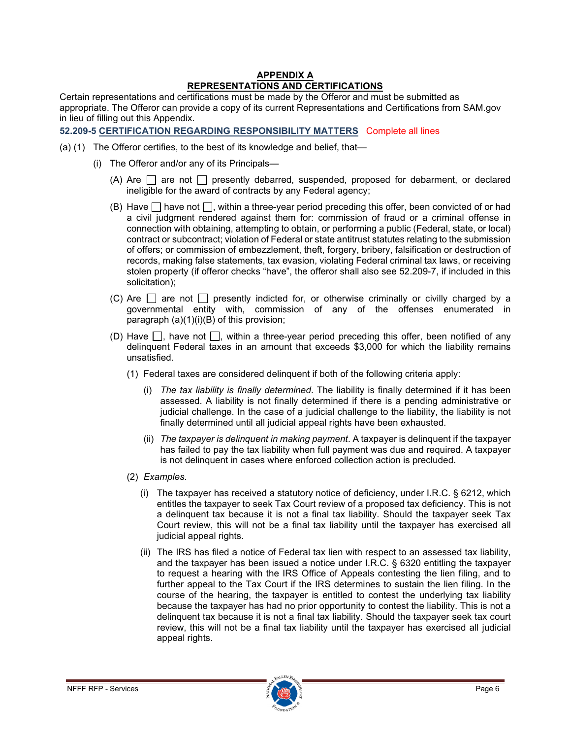## APPENDIX A
## REPRESENTATIONS AND CERTIFICATIONS

Certain representations and certifications must be made by the Offeror and must be submitted as appropriate. The Offeror can provide a copy of its current Representations and Certifications from SAM.gov in lieu of filling out this Appendix.

**52.209-5 CERTIFICATION REGARDING RESPONSIBILITY MATTERS** Complete all lines

(a) (1) The Offeror certifies, to the best of its knowledge and belief, that—

(i) The Offeror and/or any of its Principals—

(A) Are ☐ are not ☐ presently debarred, suspended, proposed for debarment, or declared ineligible for the award of contracts by any Federal agency;

(B) Have ☐ have not ☐, within a three-year period preceding this offer, been convicted of or had a civil judgment rendered against them for: commission of fraud or a criminal offense in connection with obtaining, attempting to obtain, or performing a public (Federal, state, or local) contract or subcontract; violation of Federal or state antitrust statutes relating to the submission of offers; or commission of embezzlement, theft, forgery, bribery, falsification or destruction of records, making false statements, tax evasion, violating Federal criminal tax laws, or receiving stolen property (if offeror checks "have", the offeror shall also see 52.209-7, if included in this solicitation);

(C) Are ☐ are not ☐ presently indicted for, or otherwise criminally or civilly charged by a governmental entity with, commission of any of the offenses enumerated in paragraph (a)(1)(i)(B) of this provision;

(D) Have ☐, have not ☐, within a three-year period preceding this offer, been notified of any delinquent Federal taxes in an amount that exceeds $3,000 for which the liability remains unsatisfied.

(1) Federal taxes are considered delinquent if both of the following criteria apply:

(i) *The tax liability is finally determined*. The liability is finally determined if it has been assessed. A liability is not finally determined if there is a pending administrative or judicial challenge. In the case of a judicial challenge to the liability, the liability is not finally determined until all judicial appeal rights have been exhausted.

(ii) *The taxpayer is delinquent in making payment*. A taxpayer is delinquent if the taxpayer has failed to pay the tax liability when full payment was due and required. A taxpayer is not delinquent in cases where enforced collection action is precluded.

(2) *Examples*.

(i) The taxpayer has received a statutory notice of deficiency, under I.R.C. § 6212, which entitles the taxpayer to seek Tax Court review of a proposed tax deficiency. This is not a delinquent tax because it is not a final tax liability. Should the taxpayer seek Tax Court review, this will not be a final tax liability until the taxpayer has exercised all judicial appeal rights.

(ii) The IRS has filed a notice of Federal tax lien with respect to an assessed tax liability, and the taxpayer has been issued a notice under I.R.C. § 6320 entitling the taxpayer to request a hearing with the IRS Office of Appeals contesting the lien filing, and to further appeal to the Tax Court if the IRS determines to sustain the lien filing. In the course of the hearing, the taxpayer is entitled to contest the underlying tax liability because the taxpayer has had no prior opportunity to contest the liability. This is not a delinquent tax because it is not a final tax liability. Should the taxpayer seek tax court review, this will not be a final tax liability until the taxpayer has exercised all judicial appeal rights.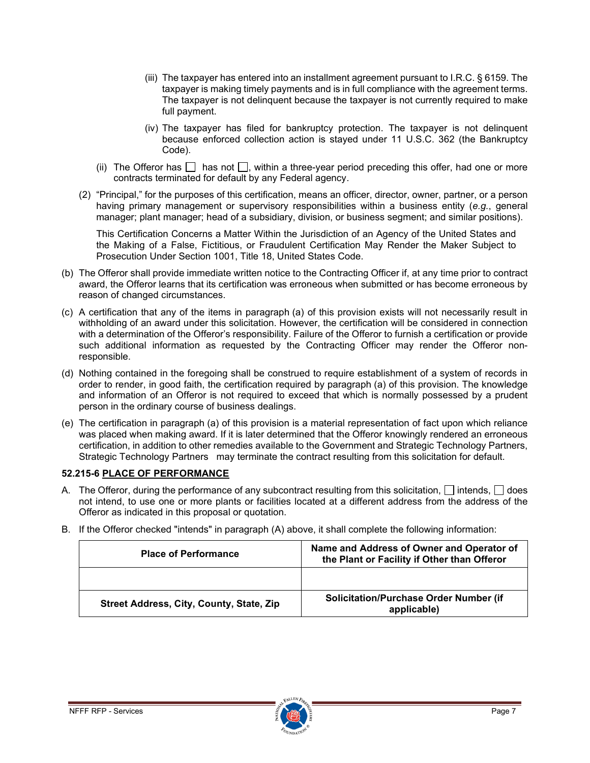(iii) The taxpayer has entered into an installment agreement pursuant to I.R.C. § 6159. The taxpayer is making timely payments and is in full compliance with the agreement terms. The taxpayer is not delinquent because the taxpayer is not currently required to make full payment.

(iv) The taxpayer has filed for bankruptcy protection. The taxpayer is not delinquent because enforced collection action is stayed under 11 U.S.C. 362 (the Bankruptcy Code).

(ii) The Offeror has ☐ has not ☐, within a three-year period preceding this offer, had one or more contracts terminated for default by any Federal agency.

(2) "Principal," for the purposes of this certification, means an officer, director, owner, partner, or a person having primary management or supervisory responsibilities within a business entity (*e.g.*, general manager; plant manager; head of a subsidiary, division, or business segment; and similar positions).

This Certification Concerns a Matter Within the Jurisdiction of an Agency of the United States and the Making of a False, Fictitious, or Fraudulent Certification May Render the Maker Subject to Prosecution Under Section 1001, Title 18, United States Code.

(b) The Offeror shall provide immediate written notice to the Contracting Officer if, at any time prior to contract award, the Offeror learns that its certification was erroneous when submitted or has become erroneous by reason of changed circumstances.

(c) A certification that any of the items in paragraph (a) of this provision exists will not necessarily result in withholding of an award under this solicitation. However, the certification will be considered in connection with a determination of the Offeror's responsibility. Failure of the Offeror to furnish a certification or provide such additional information as requested by the Contracting Officer may render the Offeror non-responsible.

(d) Nothing contained in the foregoing shall be construed to require establishment of a system of records in order to render, in good faith, the certification required by paragraph (a) of this provision. The knowledge and information of an Offeror is not required to exceed that which is normally possessed by a prudent person in the ordinary course of business dealings.

(e) The certification in paragraph (a) of this provision is a material representation of fact upon which reliance was placed when making award. If it is later determined that the Offeror knowingly rendered an erroneous certification, in addition to other remedies available to the Government and Strategic Technology Partners, Strategic Technology Partners may terminate the contract resulting from this solicitation for default.

**52.215-6 PLACE OF PERFORMANCE**

A. The Offeror, during the performance of any subcontract resulting from this solicitation, ☐ intends, ☐ does not intend, to use one or more plants or facilities located at a different address from the address of the Offeror as indicated in this proposal or quotation.

B. If the Offeror checked "intends" in paragraph (A) above, it shall complete the following information:

| Place of Performance | Name and Address of Owner and Operator of the Plant or Facility if Other than Offeror |
|---|---|
| | |
| **Street Address, City, County, State, Zip** | **Solicitation/Purchase Order Number (if applicable)** |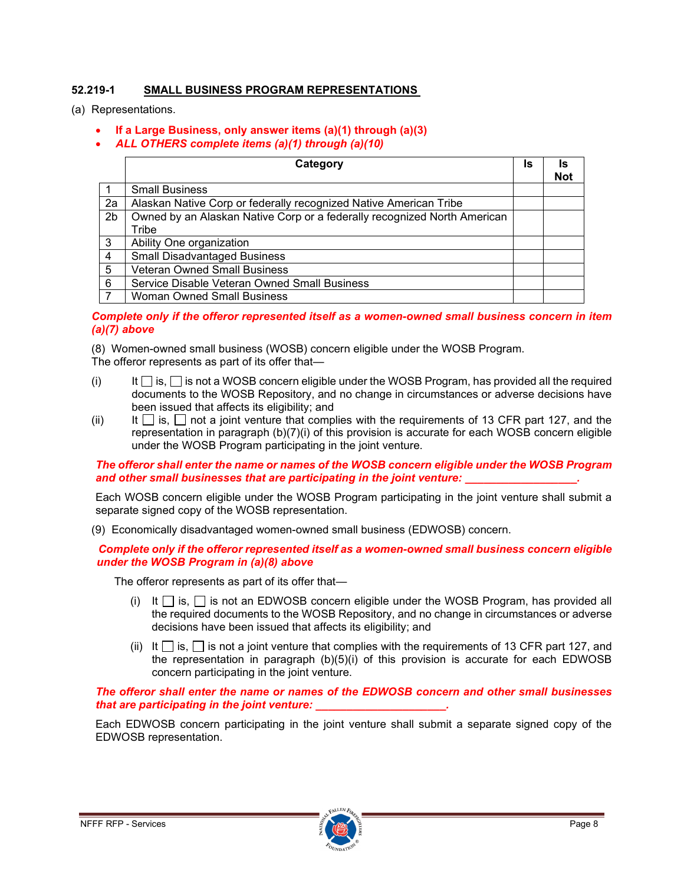**52.219-1 SMALL BUSINESS PROGRAM REPRESENTATIONS**

(a) Representations.

- **If a Large Business, only answer items (a)(1) through (a)(3)**
- ***ALL OTHERS complete items (a)(1) through (a)(10)***

| | Category | Is | Is Not |
|---|---|---|---|
| 1 | Small Business | | |
| 2a | Alaskan Native Corp or federally recognized Native American Tribe | | |
| 2b | Owned by an Alaskan Native Corp or a federally recognized North American Tribe | | |
| 3 | Ability One organization | | |
| 4 | Small Disadvantaged Business | | |
| 5 | Veteran Owned Small Business | | |
| 6 | Service Disable Veteran Owned Small Business | | |
| 7 | Woman Owned Small Business | | |

***Complete only if the offeror represented itself as a women-owned small business concern in item (a)(7) above***

(8) Women-owned small business (WOSB) concern eligible under the WOSB Program.
The offeror represents as part of its offer that—

(i) It ☐ is, ☐ is not a WOSB concern eligible under the WOSB Program, has provided all the required documents to the WOSB Repository, and no change in circumstances or adverse decisions have been issued that affects its eligibility; and

(ii) It ☐ is, ☐ not a joint venture that complies with the requirements of 13 CFR part 127, and the representation in paragraph (b)(7)(i) of this provision is accurate for each WOSB concern eligible under the WOSB Program participating in the joint venture.

***The offeror shall enter the name or names of the WOSB concern eligible under the WOSB Program and other small businesses that are participating in the joint venture: __________________.***

Each WOSB concern eligible under the WOSB Program participating in the joint venture shall submit a separate signed copy of the WOSB representation.

(9) Economically disadvantaged women-owned small business (EDWOSB) concern.

***Complete only if the offeror represented itself as a women-owned small business concern eligible under the WOSB Program in (a)(8) above***

The offeror represents as part of its offer that—

(i) It ☐ is, ☐ is not an EDWOSB concern eligible under the WOSB Program, has provided all the required documents to the WOSB Repository, and no change in circumstances or adverse decisions have been issued that affects its eligibility; and

(ii) It ☐ is, ☐ is not a joint venture that complies with the requirements of 13 CFR part 127, and the representation in paragraph (b)(5)(i) of this provision is accurate for each EDWOSB concern participating in the joint venture.

***The offeror shall enter the name or names of the EDWOSB concern and other small businesses that are participating in the joint venture: _____________________.***

Each EDWOSB concern participating in the joint venture shall submit a separate signed copy of the EDWOSB representation.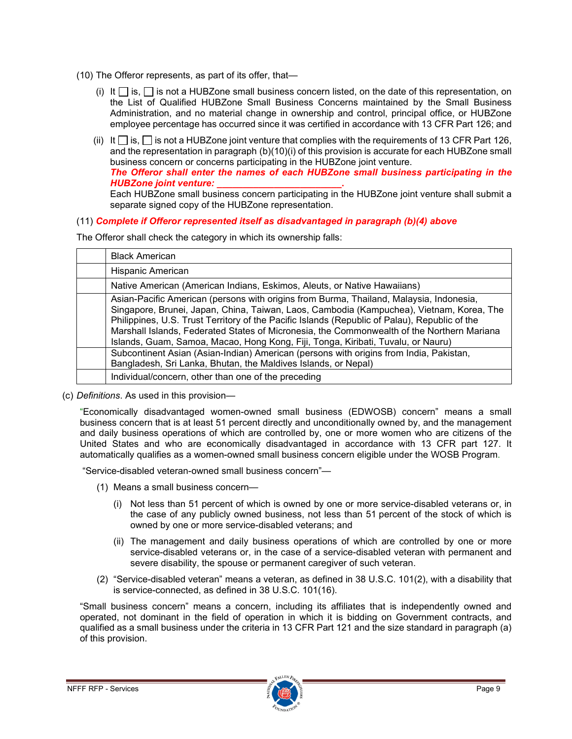(10) The Offeror represents, as part of its offer, that—

(i) It ☐ is, ☐ is not a HUBZone small business concern listed, on the date of this representation, on the List of Qualified HUBZone Small Business Concerns maintained by the Small Business Administration, and no material change in ownership and control, principal office, or HUBZone employee percentage has occurred since it was certified in accordance with 13 CFR Part 126; and

(ii) It ☐ is, ☐ is not a HUBZone joint venture that complies with the requirements of 13 CFR Part 126, and the representation in paragraph (b)(10)(i) of this provision is accurate for each HUBZone small business concern or concerns participating in the HUBZone joint venture.
***The Offeror shall enter the names of each HUBZone small business participating in the HUBZone joint venture: ________________________.***
Each HUBZone small business concern participating in the HUBZone joint venture shall submit a separate signed copy of the HUBZone representation.

(11) ***Complete if Offeror represented itself as disadvantaged in paragraph (b)(4) above***

The Offeror shall check the category in which its ownership falls:

| | |
|---|---|
| | Black American |
| | Hispanic American |
| | Native American (American Indians, Eskimos, Aleuts, or Native Hawaiians) |
| | Asian-Pacific American (persons with origins from Burma, Thailand, Malaysia, Indonesia, Singapore, Brunei, Japan, China, Taiwan, Laos, Cambodia (Kampuchea), Vietnam, Korea, The Philippines, U.S. Trust Territory of the Pacific Islands (Republic of Palau), Republic of the Marshall Islands, Federated States of Micronesia, the Commonwealth of the Northern Mariana Islands, Guam, Samoa, Macao, Hong Kong, Fiji, Tonga, Kiribati, Tuvalu, or Nauru) |
| | Subcontinent Asian (Asian-Indian) American (persons with origins from India, Pakistan, Bangladesh, Sri Lanka, Bhutan, the Maldives Islands, or Nepal) |
| | Individual/concern, other than one of the preceding |

(c) *Definitions*. As used in this provision—

"Economically disadvantaged women-owned small business (EDWOSB) concern" means a small business concern that is at least 51 percent directly and unconditionally owned by, and the management and daily business operations of which are controlled by, one or more women who are citizens of the United States and who are economically disadvantaged in accordance with 13 CFR part 127. It automatically qualifies as a women-owned small business concern eligible under the WOSB Program.

"Service-disabled veteran-owned small business concern"—

(1) Means a small business concern—

(i) Not less than 51 percent of which is owned by one or more service-disabled veterans or, in the case of any publicly owned business, not less than 51 percent of the stock of which is owned by one or more service-disabled veterans; and

(ii) The management and daily business operations of which are controlled by one or more service-disabled veterans or, in the case of a service-disabled veteran with permanent and severe disability, the spouse or permanent caregiver of such veteran.

(2) "Service-disabled veteran" means a veteran, as defined in 38 U.S.C. 101(2), with a disability that is service-connected, as defined in 38 U.S.C. 101(16).

"Small business concern" means a concern, including its affiliates that is independently owned and operated, not dominant in the field of operation in which it is bidding on Government contracts, and qualified as a small business under the criteria in 13 CFR Part 121 and the size standard in paragraph (a) of this provision.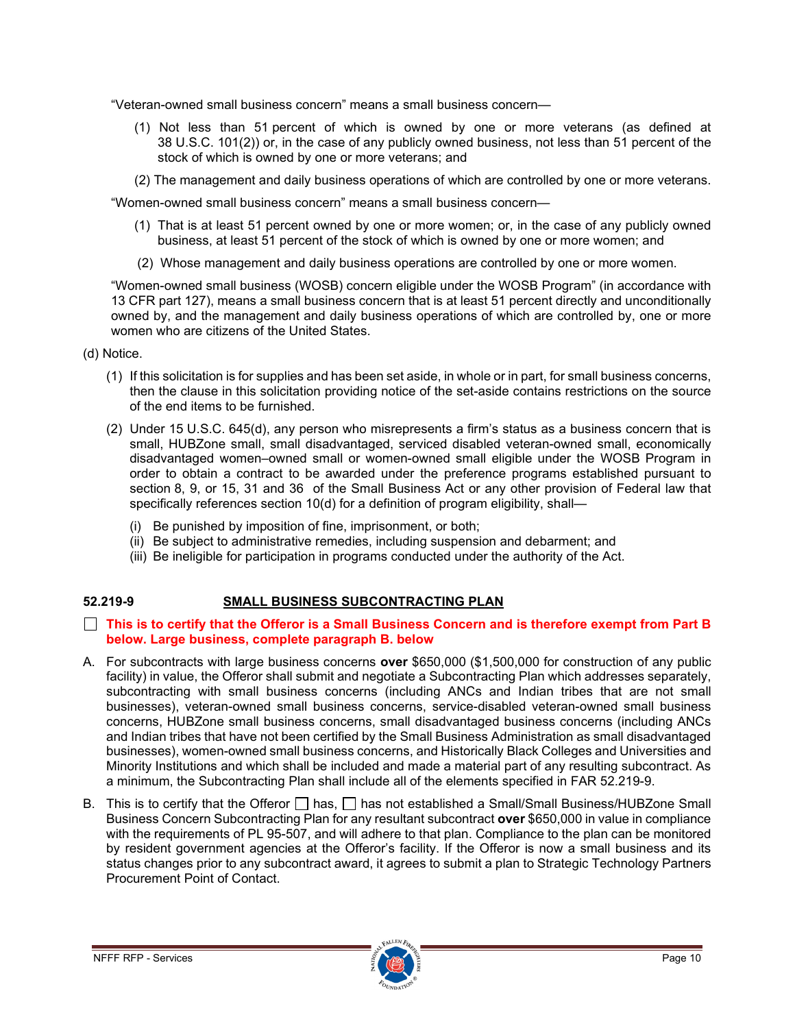"Veteran-owned small business concern" means a small business concern—

(1) Not less than 51 percent of which is owned by one or more veterans (as defined at 38 U.S.C. 101(2)) or, in the case of any publicly owned business, not less than 51 percent of the stock of which is owned by one or more veterans; and

(2) The management and daily business operations of which are controlled by one or more veterans.

"Women-owned small business concern" means a small business concern—

(1) That is at least 51 percent owned by one or more women; or, in the case of any publicly owned business, at least 51 percent of the stock of which is owned by one or more women; and

(2) Whose management and daily business operations are controlled by one or more women.

"Women-owned small business (WOSB) concern eligible under the WOSB Program" (in accordance with 13 CFR part 127), means a small business concern that is at least 51 percent directly and unconditionally owned by, and the management and daily business operations of which are controlled by, one or more women who are citizens of the United States.

(d) Notice.

(1) If this solicitation is for supplies and has been set aside, in whole or in part, for small business concerns, then the clause in this solicitation providing notice of the set-aside contains restrictions on the source of the end items to be furnished.

(2) Under 15 U.S.C. 645(d), any person who misrepresents a firm's status as a business concern that is small, HUBZone small, small disadvantaged, serviced disabled veteran-owned small, economically disadvantaged women–owned small or women-owned small eligible under the WOSB Program in order to obtain a contract to be awarded under the preference programs established pursuant to section 8, 9, or 15, 31 and 36 of the Small Business Act or any other provision of Federal law that specifically references section 10(d) for a definition of program eligibility, shall—

(i) Be punished by imposition of fine, imprisonment, or both;
(ii) Be subject to administrative remedies, including suspension and debarment; and
(iii) Be ineligible for participation in programs conducted under the authority of the Act.

**52.219-9 SMALL BUSINESS SUBCONTRACTING PLAN**

☐ **This is to certify that the Offeror is a Small Business Concern and is therefore exempt from Part B below. Large business, complete paragraph B. below**

A. For subcontracts with large business concerns **over** $650,000 ($1,500,000 for construction of any public facility) in value, the Offeror shall submit and negotiate a Subcontracting Plan which addresses separately, subcontracting with small business concerns (including ANCs and Indian tribes that are not small businesses), veteran-owned small business concerns, service-disabled veteran-owned small business concerns, HUBZone small business concerns, small disadvantaged business concerns (including ANCs and Indian tribes that have not been certified by the Small Business Administration as small disadvantaged businesses), women-owned small business concerns, and Historically Black Colleges and Universities and Minority Institutions and which shall be included and made a material part of any resulting subcontract. As a minimum, the Subcontracting Plan shall include all of the elements specified in FAR 52.219-9.

B. This is to certify that the Offeror ☐ has, ☐ has not established a Small/Small Business/HUBZone Small Business Concern Subcontracting Plan for any resultant subcontract **over** $650,000 in value in compliance with the requirements of PL 95-507, and will adhere to that plan. Compliance to the plan can be monitored by resident government agencies at the Offeror's facility. If the Offeror is now a small business and its status changes prior to any subcontract award, it agrees to submit a plan to Strategic Technology Partners Procurement Point of Contact.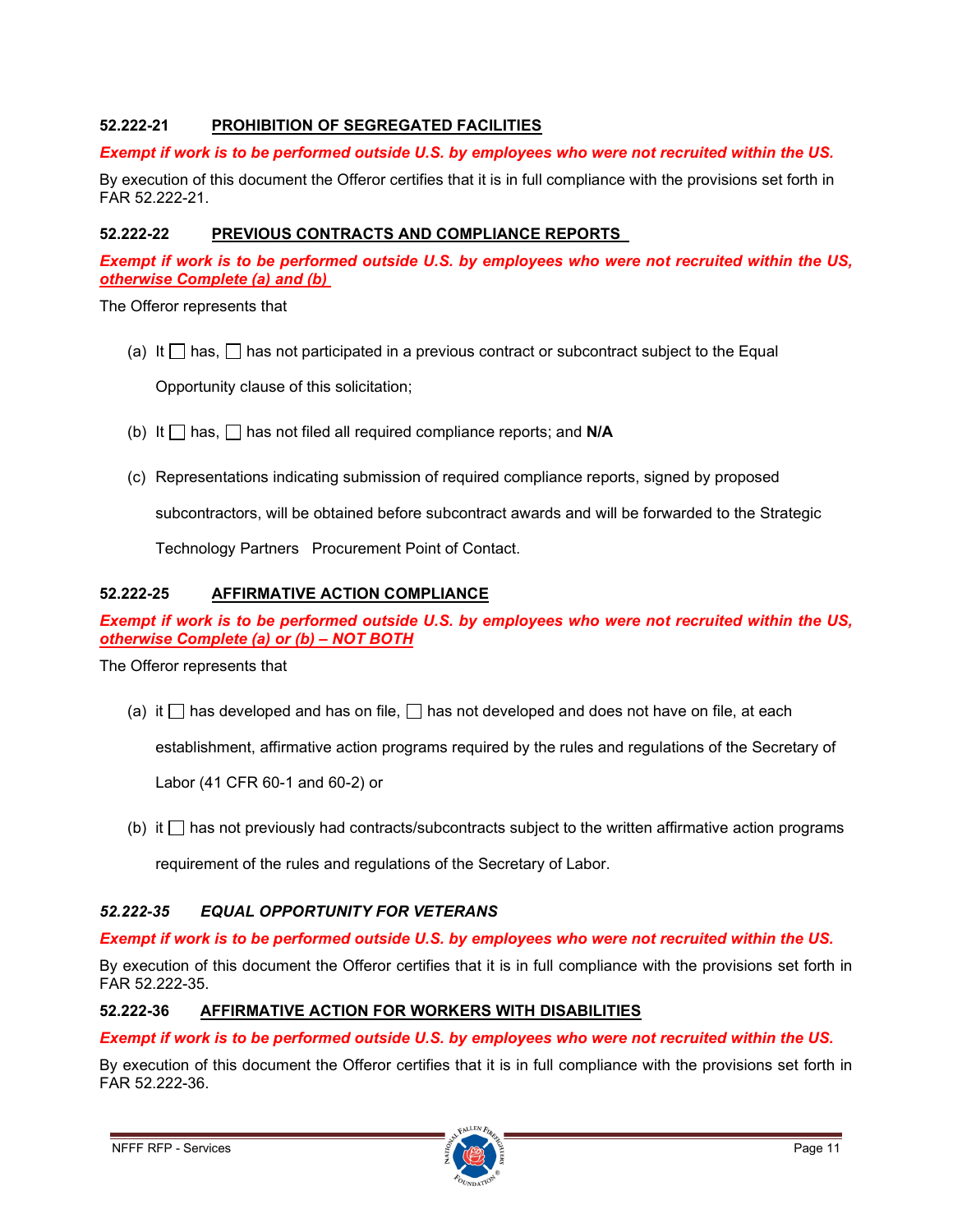### 52.222-21 PROHIBITION OF SEGREGATED FACILITIES

***Exempt if work is to be performed outside U.S. by employees who were not recruited within the US.***

By execution of this document the Offeror certifies that it is in full compliance with the provisions set forth in FAR 52.222-21.

### 52.222-22 PREVIOUS CONTRACTS AND COMPLIANCE REPORTS

***Exempt if work is to be performed outside U.S. by employees who were not recruited within the US, otherwise Complete (a) and (b)***

The Offeror represents that

(a) It ☐ has, ☐ has not participated in a previous contract or subcontract subject to the Equal Opportunity clause of this solicitation;

(b) It ☐ has, ☐ has not filed all required compliance reports; and **N/A**

(c) Representations indicating submission of required compliance reports, signed by proposed subcontractors, will be obtained before subcontract awards and will be forwarded to the Strategic Technology Partners Procurement Point of Contact.

### 52.222-25 AFFIRMATIVE ACTION COMPLIANCE

***Exempt if work is to be performed outside U.S. by employees who were not recruited within the US, otherwise Complete (a) or (b) – NOT BOTH***

The Offeror represents that

(a) it ☐ has developed and has on file, ☐ has not developed and does not have on file, at each establishment, affirmative action programs required by the rules and regulations of the Secretary of Labor (41 CFR 60-1 and 60-2) or

(b) it ☐ has not previously had contracts/subcontracts subject to the written affirmative action programs requirement of the rules and regulations of the Secretary of Labor.

### *52.222-35 EQUAL OPPORTUNITY FOR VETERANS*

***Exempt if work is to be performed outside U.S. by employees who were not recruited within the US.***

By execution of this document the Offeror certifies that it is in full compliance with the provisions set forth in FAR 52.222-35.

### 52.222-36 AFFIRMATIVE ACTION FOR WORKERS WITH DISABILITIES

***Exempt if work is to be performed outside U.S. by employees who were not recruited within the US.***

By execution of this document the Offeror certifies that it is in full compliance with the provisions set forth in FAR 52.222-36.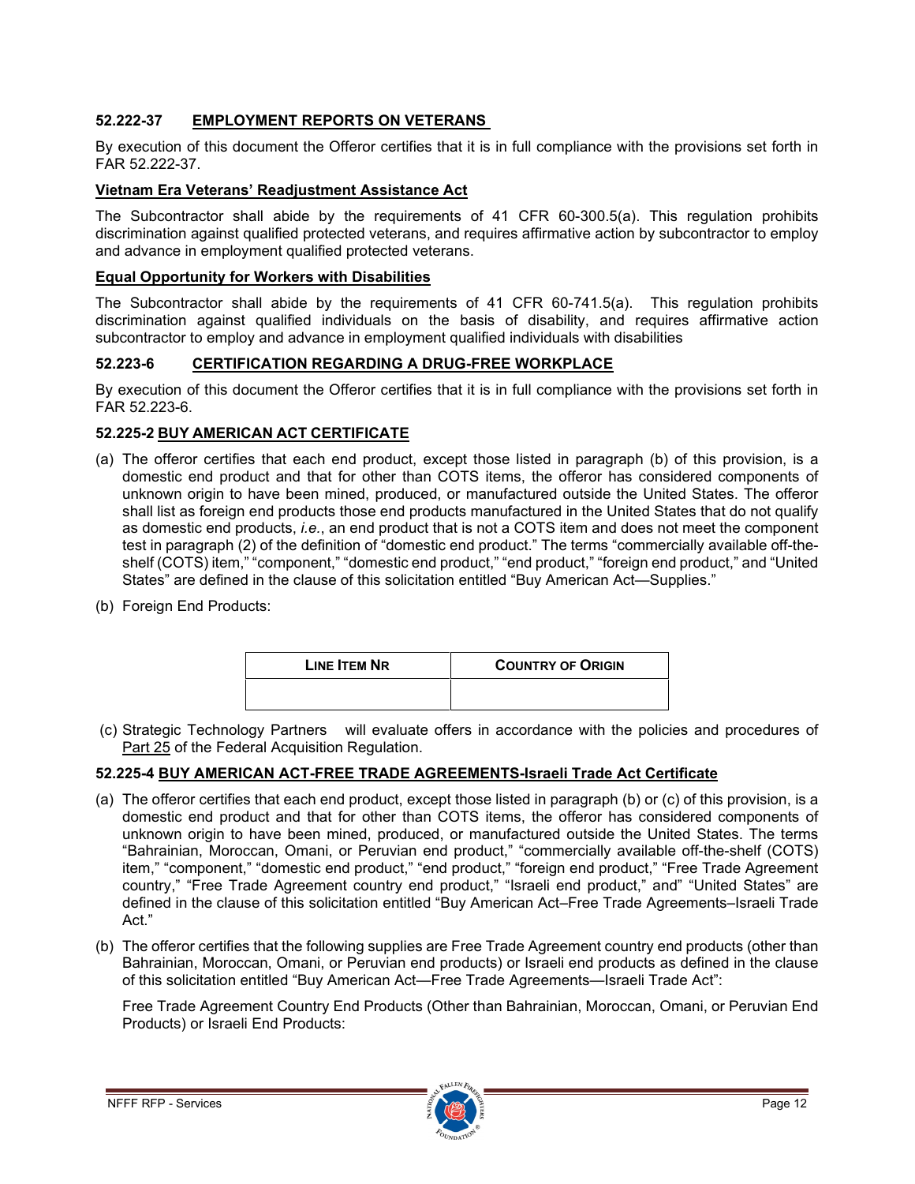### 52.222-37 EMPLOYMENT REPORTS ON VETERANS

By execution of this document the Offeror certifies that it is in full compliance with the provisions set forth in FAR 52.222-37.

**Vietnam Era Veterans' Readjustment Assistance Act**

The Subcontractor shall abide by the requirements of 41 CFR 60-300.5(a). This regulation prohibits discrimination against qualified protected veterans, and requires affirmative action by subcontractor to employ and advance in employment qualified protected veterans.

**Equal Opportunity for Workers with Disabilities**

The Subcontractor shall abide by the requirements of 41 CFR 60-741.5(a). This regulation prohibits discrimination against qualified individuals on the basis of disability, and requires affirmative action subcontractor to employ and advance in employment qualified individuals with disabilities

### 52.223-6 CERTIFICATION REGARDING A DRUG-FREE WORKPLACE

By execution of this document the Offeror certifies that it is in full compliance with the provisions set forth in FAR 52.223-6.

### 52.225-2 BUY AMERICAN ACT CERTIFICATE

(a) The offeror certifies that each end product, except those listed in paragraph (b) of this provision, is a domestic end product and that for other than COTS items, the offeror has considered components of unknown origin to have been mined, produced, or manufactured outside the United States. The offeror shall list as foreign end products those end products manufactured in the United States that do not qualify as domestic end products, *i.e.*, an end product that is not a COTS item and does not meet the component test in paragraph (2) of the definition of "domestic end product." The terms "commercially available off-the-shelf (COTS) item," "component," "domestic end product," "end product," "foreign end product," and "United States" are defined in the clause of this solicitation entitled "Buy American Act—Supplies."

(b) Foreign End Products:

| LINE ITEM NR | COUNTRY OF ORIGIN |
|---|---|
| | |

(c) Strategic Technology Partners will evaluate offers in accordance with the policies and procedures of Part 25 of the Federal Acquisition Regulation.

### 52.225-4 BUY AMERICAN ACT-FREE TRADE AGREEMENTS-Israeli Trade Act Certificate

(a) The offeror certifies that each end product, except those listed in paragraph (b) or (c) of this provision, is a domestic end product and that for other than COTS items, the offeror has considered components of unknown origin to have been mined, produced, or manufactured outside the United States. The terms "Bahrainian, Moroccan, Omani, or Peruvian end product," "commercially available off-the-shelf (COTS) item," "component," "domestic end product," "end product," "foreign end product," "Free Trade Agreement country," "Free Trade Agreement country end product," "Israeli end product," and" "United States" are defined in the clause of this solicitation entitled "Buy American Act–Free Trade Agreements–Israeli Trade Act."

(b) The offeror certifies that the following supplies are Free Trade Agreement country end products (other than Bahrainian, Moroccan, Omani, or Peruvian end products) or Israeli end products as defined in the clause of this solicitation entitled "Buy American Act—Free Trade Agreements—Israeli Trade Act":

Free Trade Agreement Country End Products (Other than Bahrainian, Moroccan, Omani, or Peruvian End Products) or Israeli End Products: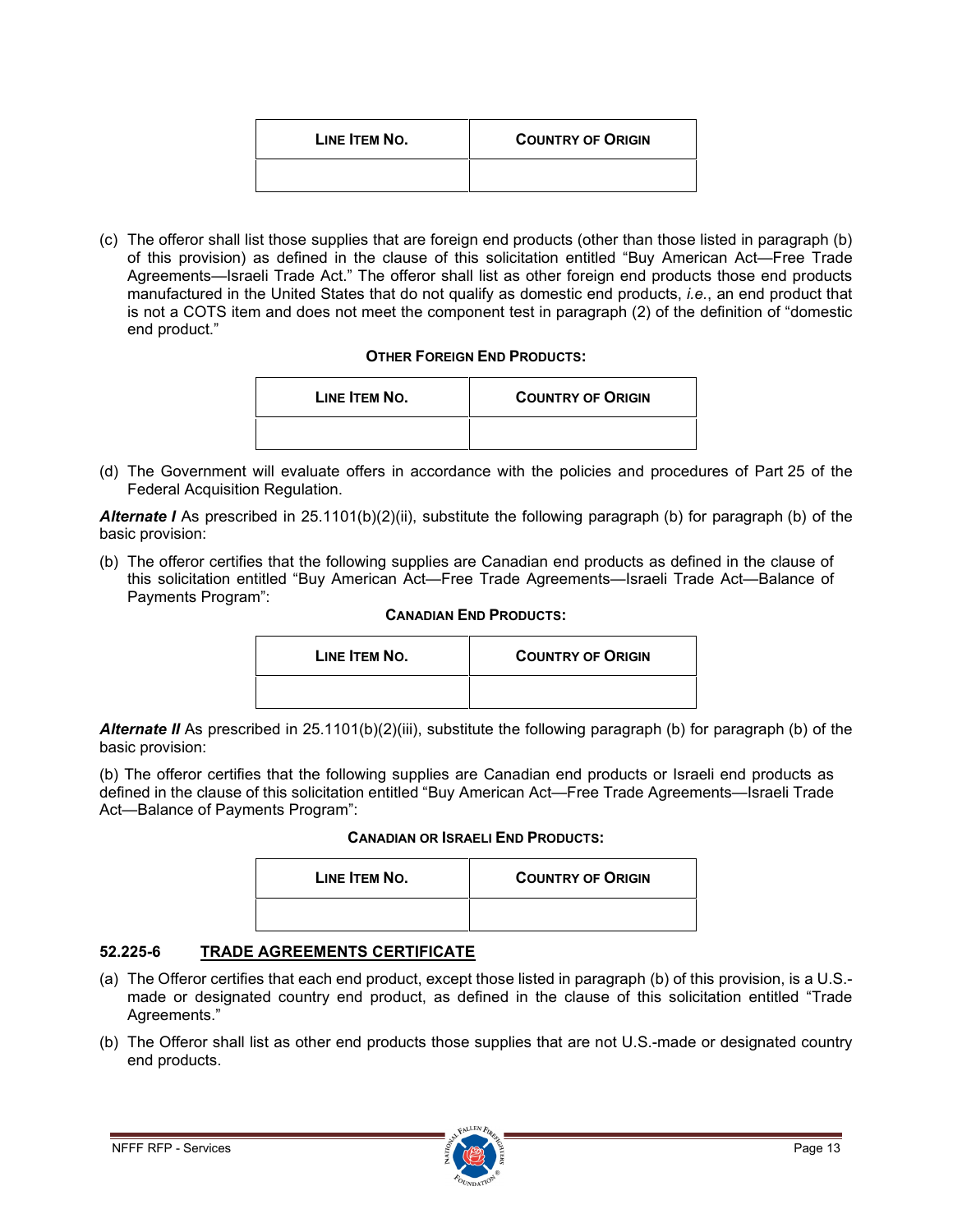| LINE ITEM NO. | COUNTRY OF ORIGIN |
| --- | --- |
| | |

(c) The offeror shall list those supplies that are foreign end products (other than those listed in paragraph (b) of this provision) as defined in the clause of this solicitation entitled "Buy American Act—Free Trade Agreements—Israeli Trade Act." The offeror shall list as other foreign end products those end products manufactured in the United States that do not qualify as domestic end products, *i.e.*, an end product that is not a COTS item and does not meet the component test in paragraph (2) of the definition of "domestic end product."

**OTHER FOREIGN END PRODUCTS:**

| LINE ITEM NO. | COUNTRY OF ORIGIN |
| --- | --- |
| | |

(d) The Government will evaluate offers in accordance with the policies and procedures of Part 25 of the Federal Acquisition Regulation.

***Alternate I*** As prescribed in 25.1101(b)(2)(ii), substitute the following paragraph (b) for paragraph (b) of the basic provision:

(b) The offeror certifies that the following supplies are Canadian end products as defined in the clause of this solicitation entitled "Buy American Act—Free Trade Agreements—Israeli Trade Act—Balance of Payments Program":

**CANADIAN END PRODUCTS:**

| LINE ITEM NO. | COUNTRY OF ORIGIN |
| --- | --- |
| | |

***Alternate II*** As prescribed in 25.1101(b)(2)(iii), substitute the following paragraph (b) for paragraph (b) of the basic provision:

(b) The offeror certifies that the following supplies are Canadian end products or Israeli end products as defined in the clause of this solicitation entitled "Buy American Act—Free Trade Agreements—Israeli Trade Act—Balance of Payments Program":

**CANADIAN OR ISRAELI END PRODUCTS:**

| LINE ITEM NO. | COUNTRY OF ORIGIN |
| --- | --- |
| | |

### 52.225-6 TRADE AGREEMENTS CERTIFICATE

(a) The Offeror certifies that each end product, except those listed in paragraph (b) of this provision, is a U.S.-made or designated country end product, as defined in the clause of this solicitation entitled "Trade Agreements."

(b) The Offeror shall list as other end products those supplies that are not U.S.-made or designated country end products.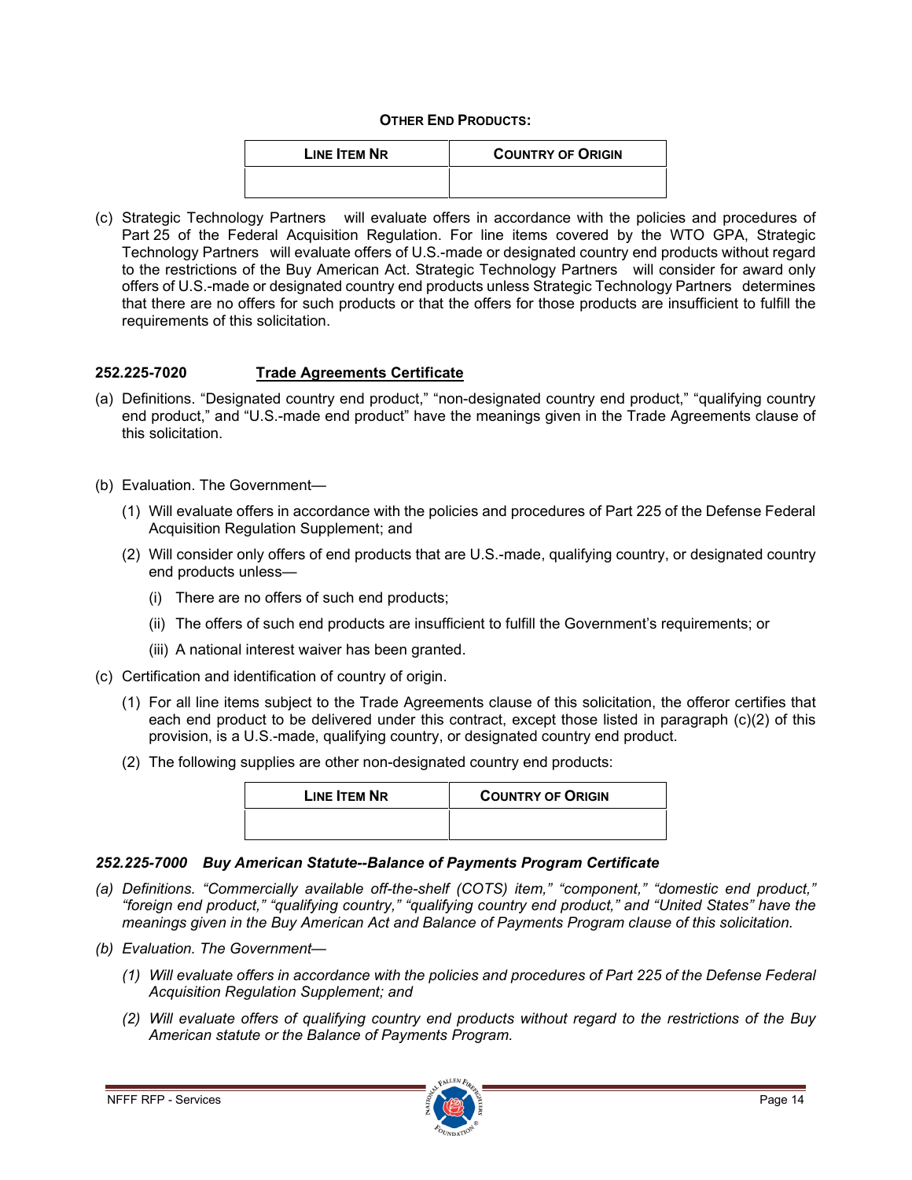**OTHER END PRODUCTS:**

| LINE ITEM NR | COUNTRY OF ORIGIN |
|---|---|
| | |

(c) Strategic Technology Partners will evaluate offers in accordance with the policies and procedures of Part 25 of the Federal Acquisition Regulation. For line items covered by the WTO GPA, Strategic Technology Partners will evaluate offers of U.S.-made or designated country end products without regard to the restrictions of the Buy American Act. Strategic Technology Partners will consider for award only offers of U.S.-made or designated country end products unless Strategic Technology Partners determines that there are no offers for such products or that the offers for those products are insufficient to fulfill the requirements of this solicitation.

**252.225-7020 Trade Agreements Certificate**

(a) Definitions. "Designated country end product," "non-designated country end product," "qualifying country end product," and "U.S.-made end product" have the meanings given in the Trade Agreements clause of this solicitation.

(b) Evaluation. The Government—

(1) Will evaluate offers in accordance with the policies and procedures of Part 225 of the Defense Federal Acquisition Regulation Supplement; and

(2) Will consider only offers of end products that are U.S.-made, qualifying country, or designated country end products unless—

(i) There are no offers of such end products;

(ii) The offers of such end products are insufficient to fulfill the Government's requirements; or

(iii) A national interest waiver has been granted.

(c) Certification and identification of country of origin.

(1) For all line items subject to the Trade Agreements clause of this solicitation, the offeror certifies that each end product to be delivered under this contract, except those listed in paragraph (c)(2) of this provision, is a U.S.-made, qualifying country, or designated country end product.

(2) The following supplies are other non-designated country end products:

| LINE ITEM NR | COUNTRY OF ORIGIN |
|---|---|
| | |

***252.225-7000 Buy American Statute--Balance of Payments Program Certificate***

*(a) Definitions. "Commercially available off-the-shelf (COTS) item," "component," "domestic end product," "foreign end product," "qualifying country," "qualifying country end product," and "United States" have the meanings given in the Buy American Act and Balance of Payments Program clause of this solicitation.*

*(b) Evaluation. The Government—*

*(1) Will evaluate offers in accordance with the policies and procedures of Part 225 of the Defense Federal Acquisition Regulation Supplement; and*

*(2) Will evaluate offers of qualifying country end products without regard to the restrictions of the Buy American statute or the Balance of Payments Program.*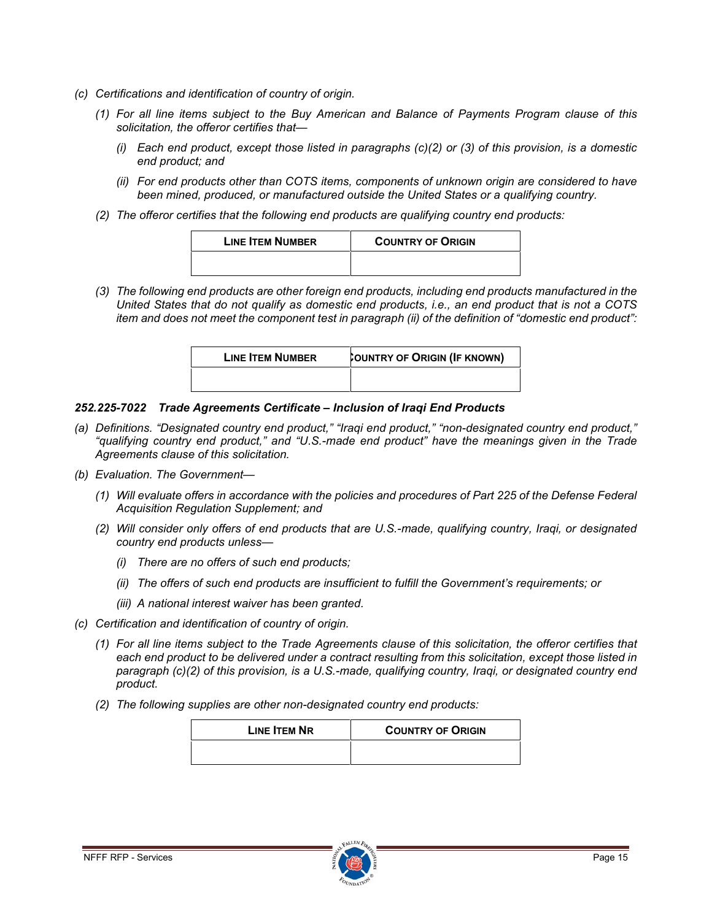*(c) Certifications and identification of country of origin.*

*(1) For all line items subject to the Buy American and Balance of Payments Program clause of this solicitation, the offeror certifies that—*

*(i) Each end product, except those listed in paragraphs (c)(2) or (3) of this provision, is a domestic end product; and*

*(ii) For end products other than COTS items, components of unknown origin are considered to have been mined, produced, or manufactured outside the United States or a qualifying country.*

*(2) The offeror certifies that the following end products are qualifying country end products:*

| LINE ITEM NUMBER | COUNTRY OF ORIGIN |
|---|---|
| | |

*(3) The following end products are other foreign end products, including end products manufactured in the United States that do not qualify as domestic end products, i.e., an end product that is not a COTS item and does not meet the component test in paragraph (ii) of the definition of "domestic end product":*

| LINE ITEM NUMBER | COUNTRY OF ORIGIN (IF KNOWN) |
|---|---|
| | |

### *252.225-7022 Trade Agreements Certificate – Inclusion of Iraqi End Products*

*(a) Definitions. "Designated country end product," "Iraqi end product," "non-designated country end product," "qualifying country end product," and "U.S.-made end product" have the meanings given in the Trade Agreements clause of this solicitation.*

*(b) Evaluation. The Government—*

*(1) Will evaluate offers in accordance with the policies and procedures of Part 225 of the Defense Federal Acquisition Regulation Supplement; and*

*(2) Will consider only offers of end products that are U.S.-made, qualifying country, Iraqi, or designated country end products unless—*

*(i) There are no offers of such end products;*

*(ii) The offers of such end products are insufficient to fulfill the Government's requirements; or*

*(iii) A national interest waiver has been granted.*

*(c) Certification and identification of country of origin.*

*(1) For all line items subject to the Trade Agreements clause of this solicitation, the offeror certifies that each end product to be delivered under a contract resulting from this solicitation, except those listed in paragraph (c)(2) of this provision, is a U.S.-made, qualifying country, Iraqi, or designated country end product.*

*(2) The following supplies are other non-designated country end products:*

| LINE ITEM NR | COUNTRY OF ORIGIN |
|---|---|
| | |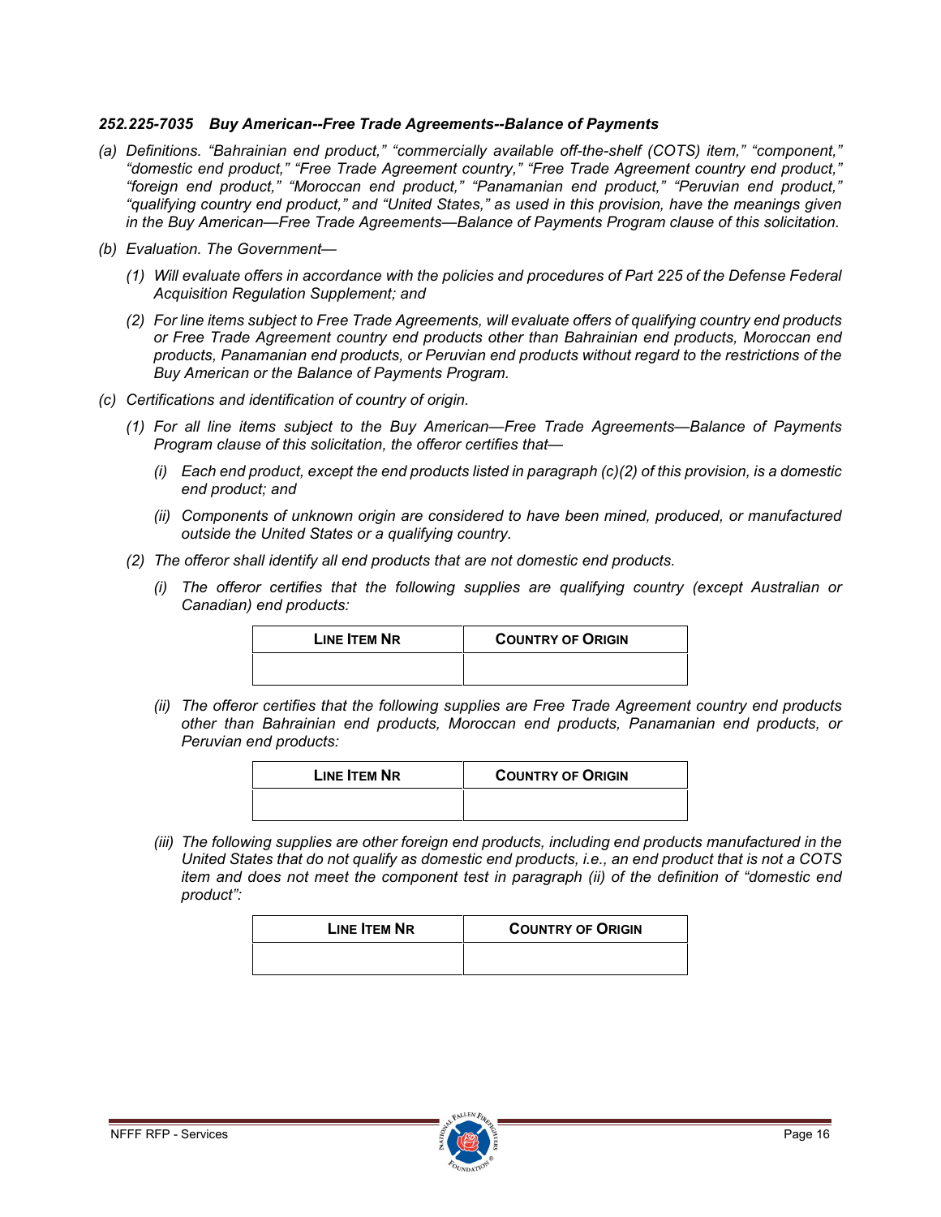***252.225-7035 Buy American--Free Trade Agreements--Balance of Payments***

*(a) Definitions. "Bahrainian end product," "commercially available off-the-shelf (COTS) item," "component," "domestic end product," "Free Trade Agreement country," "Free Trade Agreement country end product," "foreign end product," "Moroccan end product," "Panamanian end product," "Peruvian end product," "qualifying country end product," and "United States," as used in this provision, have the meanings given in the Buy American—Free Trade Agreements—Balance of Payments Program clause of this solicitation.*

*(b) Evaluation. The Government—*

*(1) Will evaluate offers in accordance with the policies and procedures of Part 225 of the Defense Federal Acquisition Regulation Supplement; and*

*(2) For line items subject to Free Trade Agreements, will evaluate offers of qualifying country end products or Free Trade Agreement country end products other than Bahrainian end products, Moroccan end products, Panamanian end products, or Peruvian end products without regard to the restrictions of the Buy American or the Balance of Payments Program.*

*(c) Certifications and identification of country of origin.*

*(1) For all line items subject to the Buy American—Free Trade Agreements—Balance of Payments Program clause of this solicitation, the offeror certifies that—*

*(i) Each end product, except the end products listed in paragraph (c)(2) of this provision, is a domestic end product; and*

*(ii) Components of unknown origin are considered to have been mined, produced, or manufactured outside the United States or a qualifying country.*

*(2) The offeror shall identify all end products that are not domestic end products.*

*(i) The offeror certifies that the following supplies are qualifying country (except Australian or Canadian) end products:*

| LINE ITEM NR | COUNTRY OF ORIGIN |
|---|---|
| | |

*(ii) The offeror certifies that the following supplies are Free Trade Agreement country end products other than Bahrainian end products, Moroccan end products, Panamanian end products, or Peruvian end products:*

| LINE ITEM NR | COUNTRY OF ORIGIN |
|---|---|
| | |

*(iii) The following supplies are other foreign end products, including end products manufactured in the United States that do not qualify as domestic end products, i.e., an end product that is not a COTS item and does not meet the component test in paragraph (ii) of the definition of "domestic end product":*

| LINE ITEM NR | COUNTRY OF ORIGIN |
|---|---|
| | |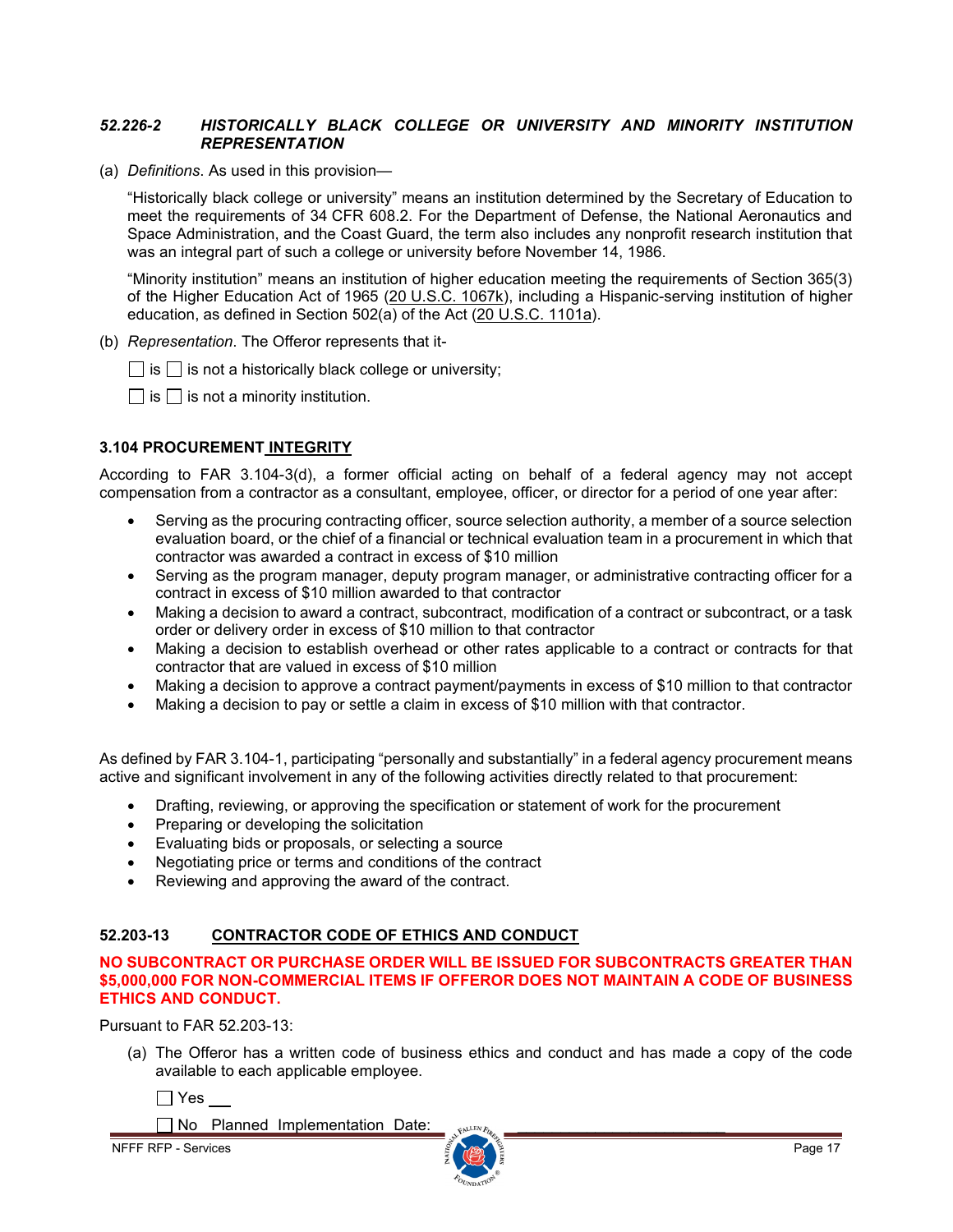### *52.226-2 HISTORICALLY BLACK COLLEGE OR UNIVERSITY AND MINORITY INSTITUTION REPRESENTATION*

(a) *Definitions*. As used in this provision—

“Historically black college or university” means an institution determined by the Secretary of Education to meet the requirements of 34 CFR 608.2. For the Department of Defense, the National Aeronautics and Space Administration, and the Coast Guard, the term also includes any nonprofit research institution that was an integral part of such a college or university before November 14, 1986.

“Minority institution” means an institution of higher education meeting the requirements of Section 365(3) of the Higher Education Act of 1965 (20 U.S.C. 1067k), including a Hispanic-serving institution of higher education, as defined in Section 502(a) of the Act (20 U.S.C. 1101a).

(b) *Representation*. The Offeror represents that it-

☐ is ☐ is not a historically black college or university;

☐ is ☐ is not a minority institution.

### 3.104 PROCUREMENT INTEGRITY

According to FAR 3.104-3(d), a former official acting on behalf of a federal agency may not accept compensation from a contractor as a consultant, employee, officer, or director for a period of one year after:

- Serving as the procuring contracting officer, source selection authority, a member of a source selection evaluation board, or the chief of a financial or technical evaluation team in a procurement in which that contractor was awarded a contract in excess of $10 million
- Serving as the program manager, deputy program manager, or administrative contracting officer for a contract in excess of $10 million awarded to that contractor
- Making a decision to award a contract, subcontract, modification of a contract or subcontract, or a task order or delivery order in excess of $10 million to that contractor
- Making a decision to establish overhead or other rates applicable to a contract or contracts for that contractor that are valued in excess of $10 million
- Making a decision to approve a contract payment/payments in excess of $10 million to that contractor
- Making a decision to pay or settle a claim in excess of $10 million with that contractor.

As defined by FAR 3.104-1, participating “personally and substantially” in a federal agency procurement means active and significant involvement in any of the following activities directly related to that procurement:

- Drafting, reviewing, or approving the specification or statement of work for the procurement
- Preparing or developing the solicitation
- Evaluating bids or proposals, or selecting a source
- Negotiating price or terms and conditions of the contract
- Reviewing and approving the award of the contract.

### 52.203-13 CONTRACTOR CODE OF ETHICS AND CONDUCT

**NO SUBCONTRACT OR PURCHASE ORDER WILL BE ISSUED FOR SUBCONTRACTS GREATER THAN $5,000,000 FOR NON-COMMERCIAL ITEMS IF OFFEROR DOES NOT MAINTAIN A CODE OF BUSINESS ETHICS AND CONDUCT.**

Pursuant to FAR 52.203-13:

(a) The Offeror has a written code of business ethics and conduct and has made a copy of the code available to each applicable employee.

☐ Yes ___

☐ No Planned Implementation Date: ____________________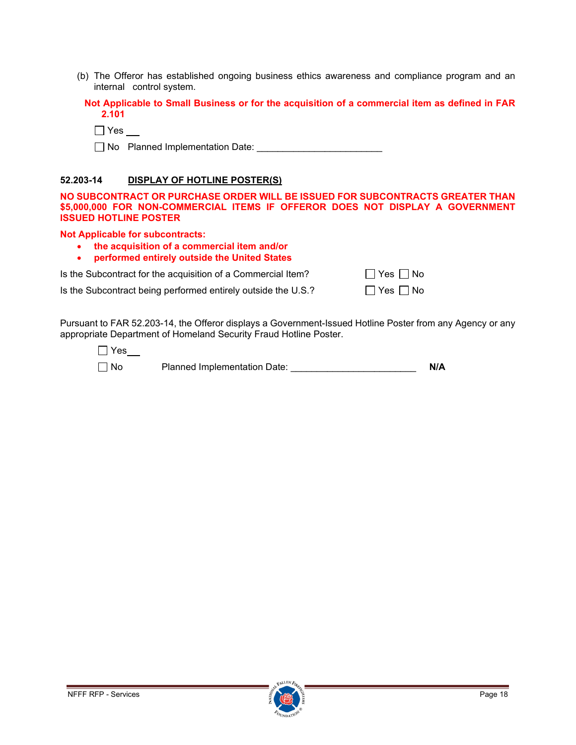(b) The Offeror has established ongoing business ethics awareness and compliance program and an internal control system.

**Not Applicable to Small Business or for the acquisition of a commercial item as defined in FAR 2.101**

☐ Yes ___

☐ No Planned Implementation Date: ________________________

**52.203-14 DISPLAY OF HOTLINE POSTER(S)**

**NO SUBCONTRACT OR PURCHASE ORDER WILL BE ISSUED FOR SUBCONTRACTS GREATER THAN $5,000,000 FOR NON-COMMERCIAL ITEMS IF OFFEROR DOES NOT DISPLAY A GOVERNMENT ISSUED HOTLINE POSTER**

**Not Applicable for subcontracts:**

- **the acquisition of a commercial item and/or**
- **performed entirely outside the United States**

Is the Subcontract for the acquisition of a Commercial Item? ☐ Yes ☐ No

Is the Subcontract being performed entirely outside the U.S.? ☐ Yes ☐ No

Pursuant to FAR 52.203-14, the Offeror displays a Government-Issued Hotline Poster from any Agency or any appropriate Department of Homeland Security Fraud Hotline Poster.

☐ Yes___

☐ No Planned Implementation Date: ________________________ **N/A**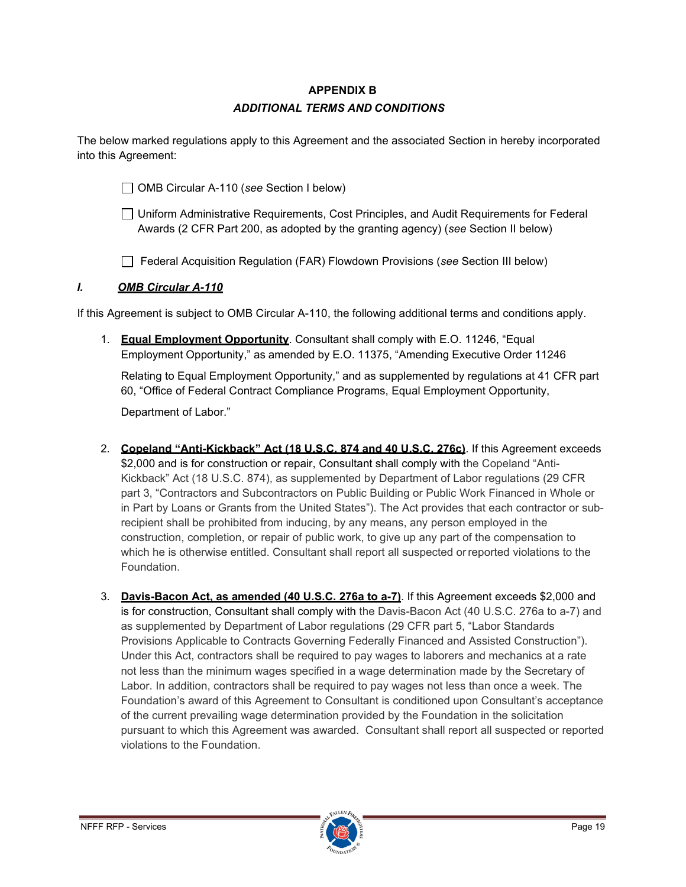**APPENDIX B**

***ADDITIONAL TERMS AND CONDITIONS***

The below marked regulations apply to this Agreement and the associated Section in hereby incorporated into this Agreement:

☐ OMB Circular A-110 (*see* Section I below)

☐ Uniform Administrative Requirements, Cost Principles, and Audit Requirements for Federal Awards (2 CFR Part 200, as adopted by the granting agency) (*see* Section II below)

☐ Federal Acquisition Regulation (FAR) Flowdown Provisions (*see* Section III below)

## *I. OMB Circular A-110*

If this Agreement is subject to OMB Circular A-110, the following additional terms and conditions apply.

1. **Equal Employment Opportunity**. Consultant shall comply with E.O. 11246, "Equal Employment Opportunity," as amended by E.O. 11375, "Amending Executive Order 11246

   Relating to Equal Employment Opportunity," and as supplemented by regulations at 41 CFR part 60, "Office of Federal Contract Compliance Programs, Equal Employment Opportunity,

   Department of Labor."

2. **Copeland "Anti-Kickback" Act (18 U.S.C. 874 and 40 U.S.C. 276c)**. If this Agreement exceeds $2,000 and is for construction or repair, Consultant shall comply with the Copeland "Anti-Kickback" Act (18 U.S.C. 874), as supplemented by Department of Labor regulations (29 CFR part 3, "Contractors and Subcontractors on Public Building or Public Work Financed in Whole or in Part by Loans or Grants from the United States"). The Act provides that each contractor or sub-recipient shall be prohibited from inducing, by any means, any person employed in the construction, completion, or repair of public work, to give up any part of the compensation to which he is otherwise entitled. Consultant shall report all suspected or reported violations to the Foundation.

3. **Davis-Bacon Act, as amended (40 U.S.C. 276a to a-7)**. If this Agreement exceeds $2,000 and is for construction, Consultant shall comply with the Davis-Bacon Act (40 U.S.C. 276a to a-7) and as supplemented by Department of Labor regulations (29 CFR part 5, "Labor Standards Provisions Applicable to Contracts Governing Federally Financed and Assisted Construction"). Under this Act, contractors shall be required to pay wages to laborers and mechanics at a rate not less than the minimum wages specified in a wage determination made by the Secretary of Labor. In addition, contractors shall be required to pay wages not less than once a week. The Foundation's award of this Agreement to Consultant is conditioned upon Consultant's acceptance of the current prevailing wage determination provided by the Foundation in the solicitation pursuant to which this Agreement was awarded. Consultant shall report all suspected or reported violations to the Foundation.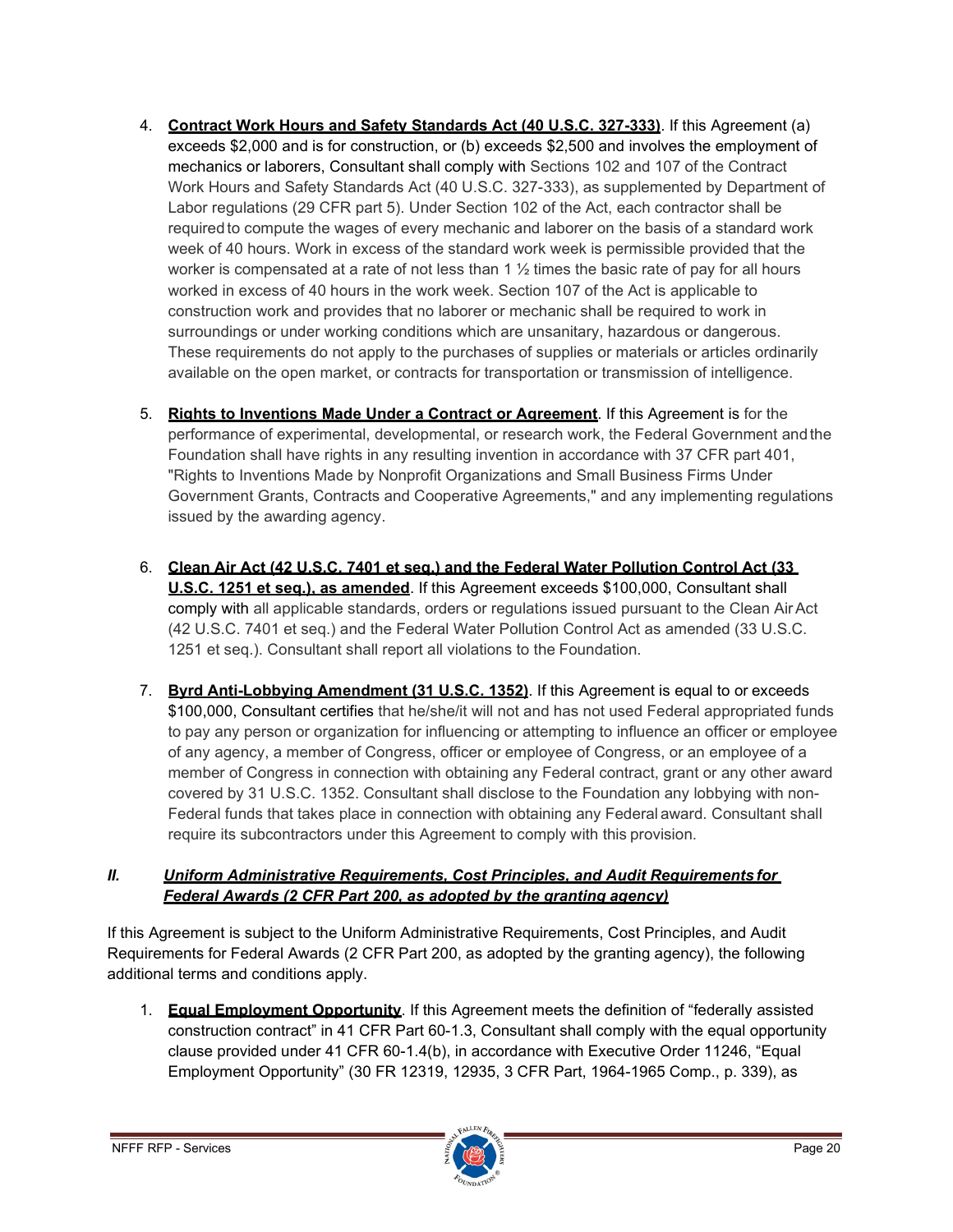4. **Contract Work Hours and Safety Standards Act (40 U.S.C. 327-333)**. If this Agreement (a) exceeds $2,000 and is for construction, or (b) exceeds $2,500 and involves the employment of mechanics or laborers, Consultant shall comply with Sections 102 and 107 of the Contract Work Hours and Safety Standards Act (40 U.S.C. 327-333), as supplemented by Department of Labor regulations (29 CFR part 5). Under Section 102 of the Act, each contractor shall be required to compute the wages of every mechanic and laborer on the basis of a standard work week of 40 hours. Work in excess of the standard work week is permissible provided that the worker is compensated at a rate of not less than 1 ½ times the basic rate of pay for all hours worked in excess of 40 hours in the work week. Section 107 of the Act is applicable to construction work and provides that no laborer or mechanic shall be required to work in surroundings or under working conditions which are unsanitary, hazardous or dangerous. These requirements do not apply to the purchases of supplies or materials or articles ordinarily available on the open market, or contracts for transportation or transmission of intelligence.

5. **Rights to Inventions Made Under a Contract or Agreement**. If this Agreement is for the performance of experimental, developmental, or research work, the Federal Government and the Foundation shall have rights in any resulting invention in accordance with 37 CFR part 401, "Rights to Inventions Made by Nonprofit Organizations and Small Business Firms Under Government Grants, Contracts and Cooperative Agreements," and any implementing regulations issued by the awarding agency.

6. **Clean Air Act (42 U.S.C. 7401 et seq.) and the Federal Water Pollution Control Act (33 U.S.C. 1251 et seq.), as amended**. If this Agreement exceeds $100,000, Consultant shall comply with all applicable standards, orders or regulations issued pursuant to the Clean Air Act (42 U.S.C. 7401 et seq.) and the Federal Water Pollution Control Act as amended (33 U.S.C. 1251 et seq.). Consultant shall report all violations to the Foundation.

7. **Byrd Anti-Lobbying Amendment (31 U.S.C. 1352)**. If this Agreement is equal to or exceeds $100,000, Consultant certifies that he/she/it will not and has not used Federal appropriated funds to pay any person or organization for influencing or attempting to influence an officer or employee of any agency, a member of Congress, officer or employee of Congress, or an employee of a member of Congress in connection with obtaining any Federal contract, grant or any other award covered by 31 U.S.C. 1352. Consultant shall disclose to the Foundation any lobbying with non-Federal funds that takes place in connection with obtaining any Federal award. Consultant shall require its subcontractors under this Agreement to comply with this provision.

## *II. Uniform Administrative Requirements, Cost Principles, and Audit Requirements for Federal Awards (2 CFR Part 200, as adopted by the granting agency)*

If this Agreement is subject to the Uniform Administrative Requirements, Cost Principles, and Audit Requirements for Federal Awards (2 CFR Part 200, as adopted by the granting agency), the following additional terms and conditions apply.

1. **Equal Employment Opportunity**. If this Agreement meets the definition of "federally assisted construction contract" in 41 CFR Part 60-1.3, Consultant shall comply with the equal opportunity clause provided under 41 CFR 60-1.4(b), in accordance with Executive Order 11246, "Equal Employment Opportunity" (30 FR 12319, 12935, 3 CFR Part, 1964-1965 Comp., p. 339), as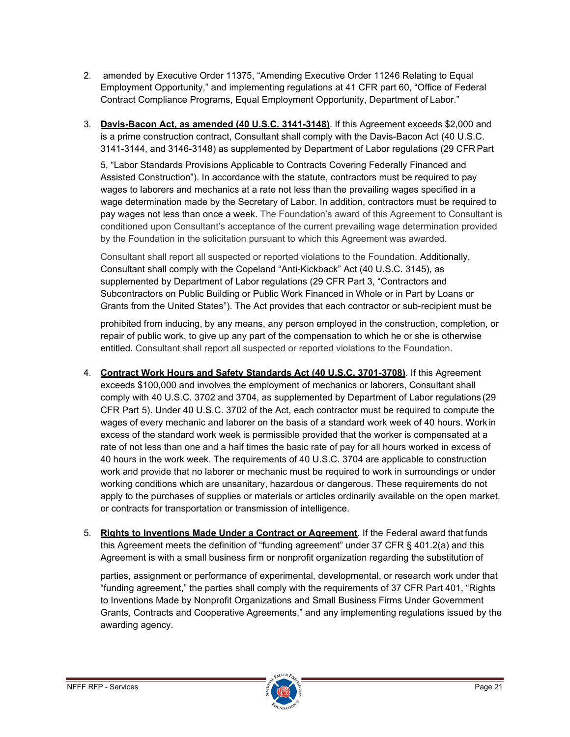2. amended by Executive Order 11375, "Amending Executive Order 11246 Relating to Equal Employment Opportunity," and implementing regulations at 41 CFR part 60, "Office of Federal Contract Compliance Programs, Equal Employment Opportunity, Department of Labor."

3. **Davis-Bacon Act, as amended (40 U.S.C. 3141-3148)**. If this Agreement exceeds $2,000 and is a prime construction contract, Consultant shall comply with the Davis-Bacon Act (40 U.S.C. 3141-3144, and 3146-3148) as supplemented by Department of Labor regulations (29 CFR Part 5, "Labor Standards Provisions Applicable to Contracts Covering Federally Financed and Assisted Construction"). In accordance with the statute, contractors must be required to pay wages to laborers and mechanics at a rate not less than the prevailing wages specified in a wage determination made by the Secretary of Labor. In addition, contractors must be required to pay wages not less than once a week. The Foundation's award of this Agreement to Consultant is conditioned upon Consultant's acceptance of the current prevailing wage determination provided by the Foundation in the solicitation pursuant to which this Agreement was awarded.

   Consultant shall report all suspected or reported violations to the Foundation. Additionally, Consultant shall comply with the Copeland "Anti-Kickback" Act (40 U.S.C. 3145), as supplemented by Department of Labor regulations (29 CFR Part 3, "Contractors and Subcontractors on Public Building or Public Work Financed in Whole or in Part by Loans or Grants from the United States"). The Act provides that each contractor or sub-recipient must be prohibited from inducing, by any means, any person employed in the construction, completion, or repair of public work, to give up any part of the compensation to which he or she is otherwise entitled. Consultant shall report all suspected or reported violations to the Foundation.

4. **Contract Work Hours and Safety Standards Act (40 U.S.C. 3701-3708)**. If this Agreement exceeds $100,000 and involves the employment of mechanics or laborers, Consultant shall comply with 40 U.S.C. 3702 and 3704, as supplemented by Department of Labor regulations (29 CFR Part 5). Under 40 U.S.C. 3702 of the Act, each contractor must be required to compute the wages of every mechanic and laborer on the basis of a standard work week of 40 hours. Work in excess of the standard work week is permissible provided that the worker is compensated at a rate of not less than one and a half times the basic rate of pay for all hours worked in excess of 40 hours in the work week. The requirements of 40 U.S.C. 3704 are applicable to construction work and provide that no laborer or mechanic must be required to work in surroundings or under working conditions which are unsanitary, hazardous or dangerous. These requirements do not apply to the purchases of supplies or materials or articles ordinarily available on the open market, or contracts for transportation or transmission of intelligence.

5. **Rights to Inventions Made Under a Contract or Agreement**. If the Federal award that funds this Agreement meets the definition of "funding agreement" under 37 CFR § 401.2(a) and this Agreement is with a small business firm or nonprofit organization regarding the substitution of parties, assignment or performance of experimental, developmental, or research work under that "funding agreement," the parties shall comply with the requirements of 37 CFR Part 401, "Rights to Inventions Made by Nonprofit Organizations and Small Business Firms Under Government Grants, Contracts and Cooperative Agreements," and any implementing regulations issued by the awarding agency.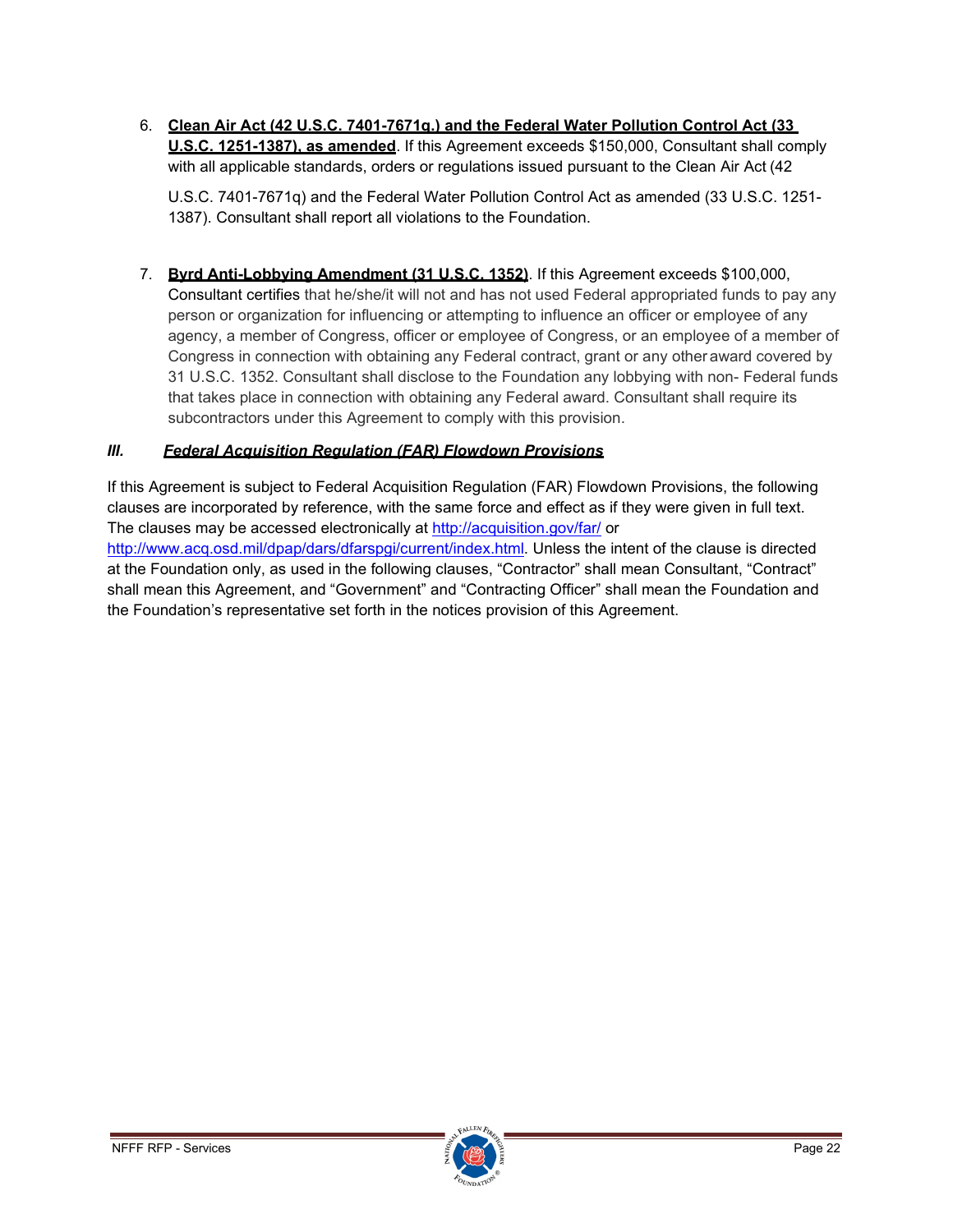6. **Clean Air Act (42 U.S.C. 7401-7671q.) and the Federal Water Pollution Control Act (33 U.S.C. 1251-1387), as amended**. If this Agreement exceeds $150,000, Consultant shall comply with all applicable standards, orders or regulations issued pursuant to the Clean Air Act (42 U.S.C. 7401-7671q) and the Federal Water Pollution Control Act as amended (33 U.S.C. 1251-1387). Consultant shall report all violations to the Foundation.

7. **Byrd Anti-Lobbying Amendment (31 U.S.C. 1352)**. If this Agreement exceeds $100,000, Consultant certifies that he/she/it will not and has not used Federal appropriated funds to pay any person or organization for influencing or attempting to influence an officer or employee of any agency, a member of Congress, officer or employee of Congress, or an employee of a member of Congress in connection with obtaining any Federal contract, grant or any other award covered by 31 U.S.C. 1352. Consultant shall disclose to the Foundation any lobbying with non- Federal funds that takes place in connection with obtaining any Federal award. Consultant shall require its subcontractors under this Agreement to comply with this provision.

## *III. Federal Acquisition Regulation (FAR) Flowdown Provisions*

If this Agreement is subject to Federal Acquisition Regulation (FAR) Flowdown Provisions, the following clauses are incorporated by reference, with the same force and effect as if they were given in full text. The clauses may be accessed electronically at http://acquisition.gov/far/ or http://www.acq.osd.mil/dpap/dars/dfarspgi/current/index.html. Unless the intent of the clause is directed at the Foundation only, as used in the following clauses, "Contractor" shall mean Consultant, "Contract" shall mean this Agreement, and "Government" and "Contracting Officer" shall mean the Foundation and the Foundation's representative set forth in the notices provision of this Agreement.